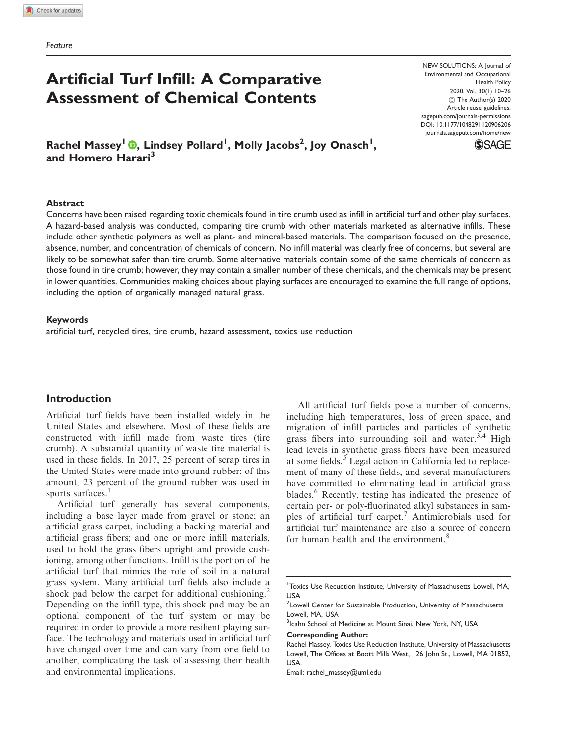Feature

# Artificial Turf Infill: A Comparative Assessment of Chemical Contents

NEW SOLUTIONS: A Journal of Environmental and Occupational Health Policy
2020, Vol. 30(1) 10–26
© The Author(s) 2020
Article reuse guidelines: sagepub.com/journals-permissions
DOI: 10.1177/1048291120906206
journals.sagepub.com/home/new

**Rachel Massey[1], Lindsey Pollard[1], Molly Jacobs[2], Joy Onasch[1], and Homero Harari[3]**

## Abstract

Concerns have been raised regarding toxic chemicals found in tire crumb used as infill in artificial turf and other play surfaces. A hazard-based analysis was conducted, comparing tire crumb with other materials marketed as alternative infills. These include other synthetic polymers as well as plant- and mineral-based materials. The comparison focused on the presence, absence, number, and concentration of chemicals of concern. No infill material was clearly free of concerns, but several are likely to be somewhat safer than tire crumb. Some alternative materials contain some of the same chemicals of concern as those found in tire crumb; however, they may contain a smaller number of these chemicals, and the chemicals may be present in lower quantities. Communities making choices about playing surfaces are encouraged to examine the full range of options, including the option of organically managed natural grass.

## Keywords

artificial turf, recycled tires, tire crumb, hazard assessment, toxics use reduction

## Introduction

Artificial turf fields have been installed widely in the United States and elsewhere. Most of these fields are constructed with infill made from waste tires (tire crumb). A substantial quantity of waste tire material is used in these fields. In 2017, 25 percent of scrap tires in the United States were made into ground rubber; of this amount, 23 percent of the ground rubber was used in sports surfaces.[1]

Artificial turf generally has several components, including a base layer made from gravel or stone; an artificial grass carpet, including a backing material and artificial grass fibers; and one or more infill materials, used to hold the grass fibers upright and provide cushioning, among other functions. Infill is the portion of the artificial turf that mimics the role of soil in a natural grass system. Many artificial turf fields also include a shock pad below the carpet for additional cushioning.[2] Depending on the infill type, this shock pad may be an optional component of the turf system or may be required in order to provide a more resilient playing surface. The technology and materials used in artificial turf have changed over time and can vary from one field to another, complicating the task of assessing their health and environmental implications.

All artificial turf fields pose a number of concerns, including high temperatures, loss of green space, and migration of infill particles and particles of synthetic grass fibers into surrounding soil and water.[3,4] High lead levels in synthetic grass fibers have been measured at some fields.[5] Legal action in California led to replacement of many of these fields, and several manufacturers have committed to eliminating lead in artificial grass blades.[6] Recently, testing has indicated the presence of certain per- or poly-fluorinated alkyl substances in samples of artificial turf carpet.[7] Antimicrobials used for artificial turf maintenance are also a source of concern for human health and the environment.[8]

---

[1]Toxics Use Reduction Institute, University of Massachusetts Lowell, MA, USA
[2]Lowell Center for Sustainable Production, University of Massachusetts Lowell, MA, USA
[3]Icahn School of Medicine at Mount Sinai, New York, NY, USA

**Corresponding Author:**
Rachel Massey, Toxics Use Reduction Institute, University of Massachusetts Lowell, The Offices at Boott Mills West, 126 John St., Lowell, MA 01852, USA.
Email: rachel_massey@uml.edu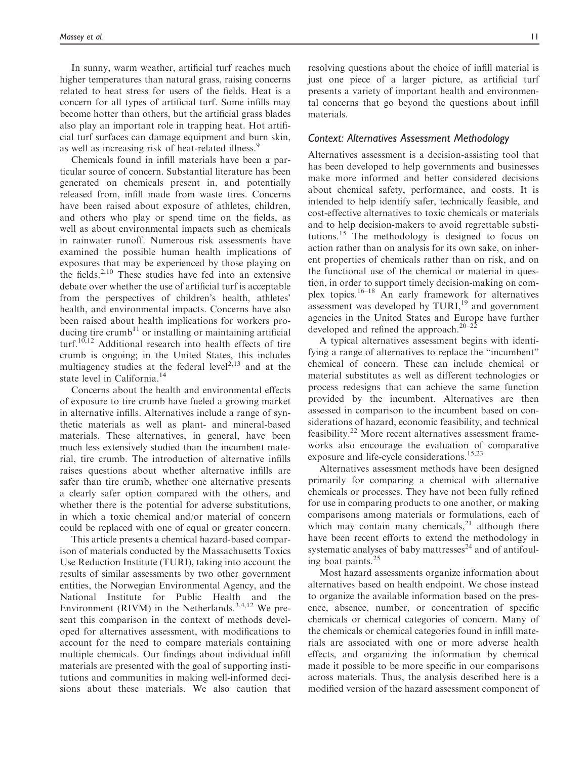In sunny, warm weather, artificial turf reaches much higher temperatures than natural grass, raising concerns related to heat stress for users of the fields. Heat is a concern for all types of artificial turf. Some infills may become hotter than others, but the artificial grass blades also play an important role in trapping heat. Hot artificial turf surfaces can damage equipment and burn skin, as well as increasing risk of heat-related illness.[9]

Chemicals found in infill materials have been a particular source of concern. Substantial literature has been generated on chemicals present in, and potentially released from, infill made from waste tires. Concerns have been raised about exposure of athletes, children, and others who play or spend time on the fields, as well as about environmental impacts such as chemicals in rainwater runoff. Numerous risk assessments have examined the possible human health implications of exposures that may be experienced by those playing on the fields.[2,10] These studies have fed into an extensive debate over whether the use of artificial turf is acceptable from the perspectives of children's health, athletes' health, and environmental impacts. Concerns have also been raised about health implications for workers producing tire crumb[11] or installing or maintaining artificial turf.[10,12] Additional research into health effects of tire crumb is ongoing; in the United States, this includes multiagency studies at the federal level[2,13] and at the state level in California.[14]

Concerns about the health and environmental effects of exposure to tire crumb have fueled a growing market in alternative infills. Alternatives include a range of synthetic materials as well as plant- and mineral-based materials. These alternatives, in general, have been much less extensively studied than the incumbent material, tire crumb. The introduction of alternative infills raises questions about whether alternative infills are safer than tire crumb, whether one alternative presents a clearly safer option compared with the others, and whether there is the potential for adverse substitutions, in which a toxic chemical and/or material of concern could be replaced with one of equal or greater concern.

This article presents a chemical hazard-based comparison of materials conducted by the Massachusetts Toxics Use Reduction Institute (TURI), taking into account the results of similar assessments by two other government entities, the Norwegian Environmental Agency, and the National Institute for Public Health and the Environment (RIVM) in the Netherlands.[3,4,12] We present this comparison in the context of methods developed for alternatives assessment, with modifications to account for the need to compare materials containing multiple chemicals. Our findings about individual infill materials are presented with the goal of supporting institutions and communities in making well-informed decisions about these materials. We also caution that resolving questions about the choice of infill material is just one piece of a larger picture, as artificial turf presents a variety of important health and environmental concerns that go beyond the questions about infill materials.

### *Context: Alternatives Assessment Methodology*

Alternatives assessment is a decision-assisting tool that has been developed to help governments and businesses make more informed and better considered decisions about chemical safety, performance, and costs. It is intended to help identify safer, technically feasible, and cost-effective alternatives to toxic chemicals or materials and to help decision-makers to avoid regrettable substitutions.[15] The methodology is designed to focus on action rather than on analysis for its own sake, on inherent properties of chemicals rather than on risk, and on the functional use of the chemical or material in question, in order to support timely decision-making on complex topics.[16–18] An early framework for alternatives assessment was developed by TURI,[19] and government agencies in the United States and Europe have further developed and refined the approach.[20–22]

A typical alternatives assessment begins with identifying a range of alternatives to replace the "incumbent" chemical of concern. These can include chemical or material substitutes as well as different technologies or process redesigns that can achieve the same function provided by the incumbent. Alternatives are then assessed in comparison to the incumbent based on considerations of hazard, economic feasibility, and technical feasibility.[22] More recent alternatives assessment frameworks also encourage the evaluation of comparative exposure and life-cycle considerations.[15,23]

Alternatives assessment methods have been designed primarily for comparing a chemical with alternative chemicals or processes. They have not been fully refined for use in comparing products to one another, or making comparisons among materials or formulations, each of which may contain many chemicals,[21] although there have been recent efforts to extend the methodology in systematic analyses of baby mattresses[24] and of antifouling boat paints.[25]

Most hazard assessments organize information about alternatives based on health endpoint. We chose instead to organize the available information based on the presence, absence, number, or concentration of specific chemicals or chemical categories of concern. Many of the chemicals or chemical categories found in infill materials are associated with one or more adverse health effects, and organizing the information by chemical made it possible to be more specific in our comparisons across materials. Thus, the analysis described here is a modified version of the hazard assessment component of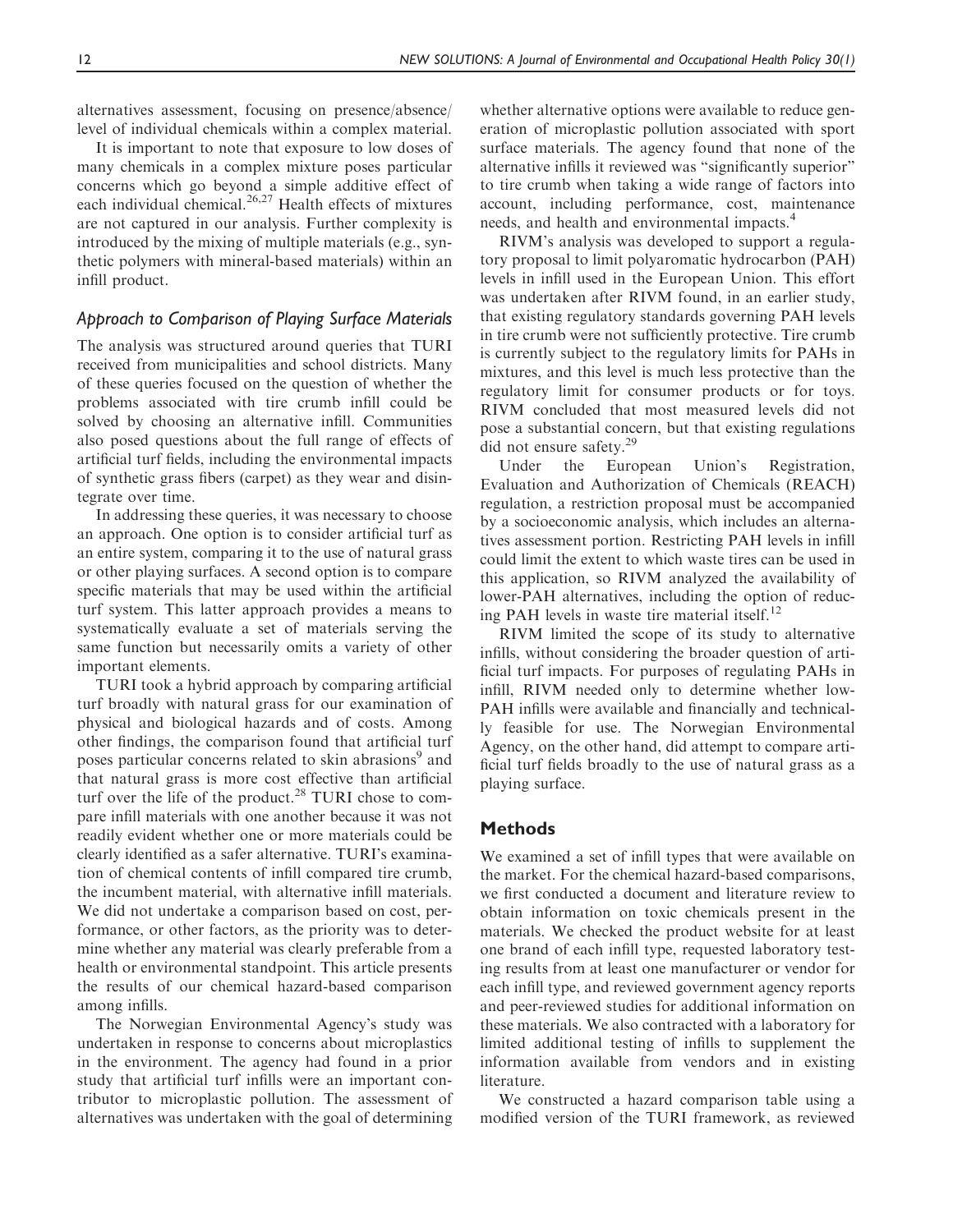alternatives assessment, focusing on presence/absence/level of individual chemicals within a complex material.

It is important to note that exposure to low doses of many chemicals in a complex mixture poses particular concerns which go beyond a simple additive effect of each individual chemical.[26,27] Health effects of mixtures are not captured in our analysis. Further complexity is introduced by the mixing of multiple materials (e.g., synthetic polymers with mineral-based materials) within an infill product.

### *Approach to Comparison of Playing Surface Materials*

The analysis was structured around queries that TURI received from municipalities and school districts. Many of these queries focused on the question of whether the problems associated with tire crumb infill could be solved by choosing an alternative infill. Communities also posed questions about the full range of effects of artificial turf fields, including the environmental impacts of synthetic grass fibers (carpet) as they wear and disintegrate over time.

In addressing these queries, it was necessary to choose an approach. One option is to consider artificial turf as an entire system, comparing it to the use of natural grass or other playing surfaces. A second option is to compare specific materials that may be used within the artificial turf system. This latter approach provides a means to systematically evaluate a set of materials serving the same function but necessarily omits a variety of other important elements.

TURI took a hybrid approach by comparing artificial turf broadly with natural grass for our examination of physical and biological hazards and of costs. Among other findings, the comparison found that artificial turf poses particular concerns related to skin abrasions[9] and that natural grass is more cost effective than artificial turf over the life of the product.[28] TURI chose to compare infill materials with one another because it was not readily evident whether one or more materials could be clearly identified as a safer alternative. TURI's examination of chemical contents of infill compared tire crumb, the incumbent material, with alternative infill materials. We did not undertake a comparison based on cost, performance, or other factors, as the priority was to determine whether any material was clearly preferable from a health or environmental standpoint. This article presents the results of our chemical hazard-based comparison among infills.

The Norwegian Environmental Agency's study was undertaken in response to concerns about microplastics in the environment. The agency had found in a prior study that artificial turf infills were an important contributor to microplastic pollution. The assessment of alternatives was undertaken with the goal of determining whether alternative options were available to reduce generation of microplastic pollution associated with sport surface materials. The agency found that none of the alternative infills it reviewed was "significantly superior" to tire crumb when taking a wide range of factors into account, including performance, cost, maintenance needs, and health and environmental impacts.[4]

RIVM's analysis was developed to support a regulatory proposal to limit polyaromatic hydrocarbon (PAH) levels in infill used in the European Union. This effort was undertaken after RIVM found, in an earlier study, that existing regulatory standards governing PAH levels in tire crumb were not sufficiently protective. Tire crumb is currently subject to the regulatory limits for PAHs in mixtures, and this level is much less protective than the regulatory limit for consumer products or for toys. RIVM concluded that most measured levels did not pose a substantial concern, but that existing regulations did not ensure safety.[29]

Under the European Union's Registration, Evaluation and Authorization of Chemicals (REACH) regulation, a restriction proposal must be accompanied by a socioeconomic analysis, which includes an alternatives assessment portion. Restricting PAH levels in infill could limit the extent to which waste tires can be used in this application, so RIVM analyzed the availability of lower-PAH alternatives, including the option of reducing PAH levels in waste tire material itself.[12]

RIVM limited the scope of its study to alternative infills, without considering the broader question of artificial turf impacts. For purposes of regulating PAHs in infill, RIVM needed only to determine whether low-PAH infills were available and financially and technically feasible for use. The Norwegian Environmental Agency, on the other hand, did attempt to compare artificial turf fields broadly to the use of natural grass as a playing surface.

## Methods

We examined a set of infill types that were available on the market. For the chemical hazard-based comparisons, we first conducted a document and literature review to obtain information on toxic chemicals present in the materials. We checked the product website for at least one brand of each infill type, requested laboratory testing results from at least one manufacturer or vendor for each infill type, and reviewed government agency reports and peer-reviewed studies for additional information on these materials. We also contracted with a laboratory for limited additional testing of infills to supplement the information available from vendors and in existing literature.

We constructed a hazard comparison table using a modified version of the TURI framework, as reviewed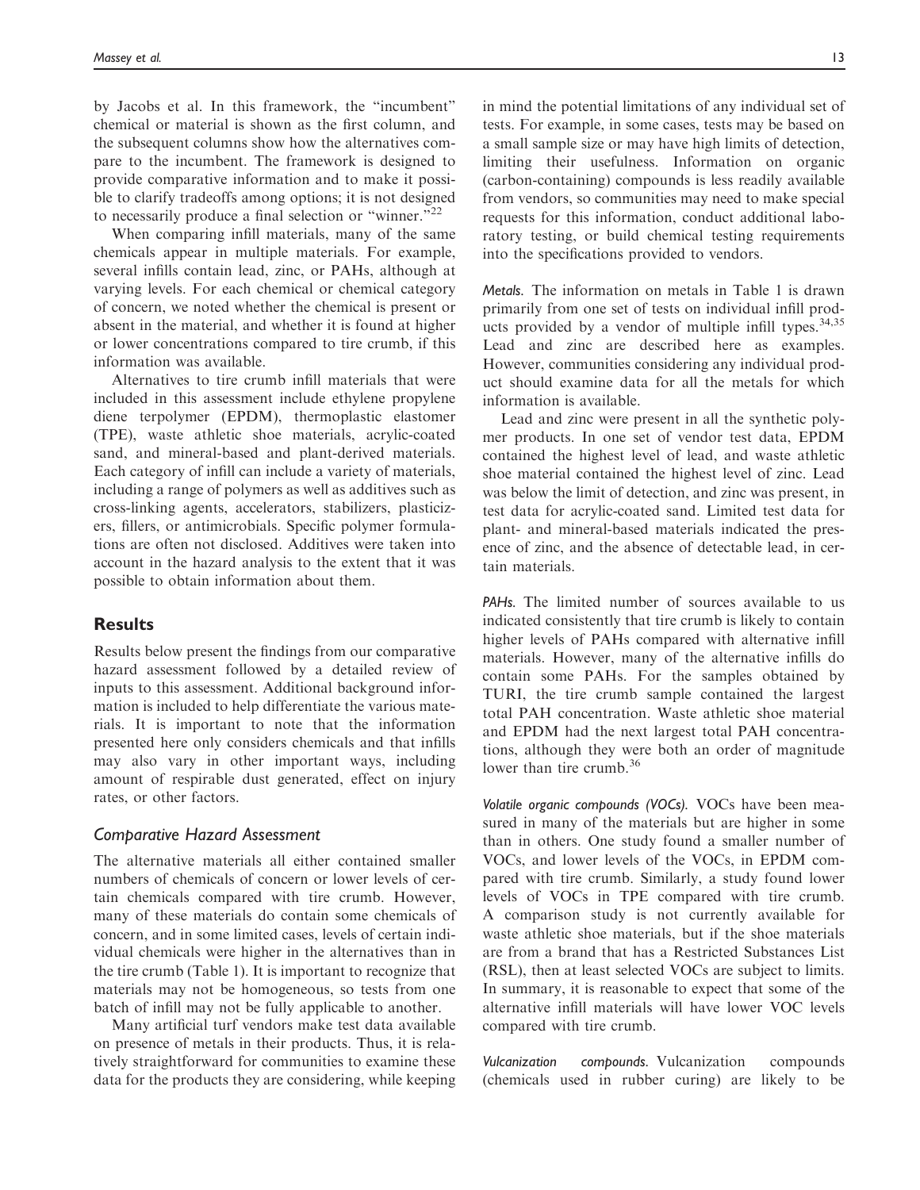by Jacobs et al. In this framework, the "incumbent" chemical or material is shown as the first column, and the subsequent columns show how the alternatives compare to the incumbent. The framework is designed to provide comparative information and to make it possible to clarify tradeoffs among options; it is not designed to necessarily produce a final selection or "winner."[22]

When comparing infill materials, many of the same chemicals appear in multiple materials. For example, several infills contain lead, zinc, or PAHs, although at varying levels. For each chemical or chemical category of concern, we noted whether the chemical is present or absent in the material, and whether it is found at higher or lower concentrations compared to tire crumb, if this information was available.

Alternatives to tire crumb infill materials that were included in this assessment include ethylene propylene diene terpolymer (EPDM), thermoplastic elastomer (TPE), waste athletic shoe materials, acrylic-coated sand, and mineral-based and plant-derived materials. Each category of infill can include a variety of materials, including a range of polymers as well as additives such as cross-linking agents, accelerators, stabilizers, plasticizers, fillers, or antimicrobials. Specific polymer formulations are often not disclosed. Additives were taken into account in the hazard analysis to the extent that it was possible to obtain information about them.

## Results

Results below present the findings from our comparative hazard assessment followed by a detailed review of inputs to this assessment. Additional background information is included to help differentiate the various materials. It is important to note that the information presented here only considers chemicals and that infills may also vary in other important ways, including amount of respirable dust generated, effect on injury rates, or other factors.

### *Comparative Hazard Assessment*

The alternative materials all either contained smaller numbers of chemicals of concern or lower levels of certain chemicals compared with tire crumb. However, many of these materials do contain some chemicals of concern, and in some limited cases, levels of certain individual chemicals were higher in the alternatives than in the tire crumb (Table 1). It is important to recognize that materials may not be homogeneous, so tests from one batch of infill may not be fully applicable to another.

Many artificial turf vendors make test data available on presence of metals in their products. Thus, it is relatively straightforward for communities to examine these data for the products they are considering, while keeping in mind the potential limitations of any individual set of tests. For example, in some cases, tests may be based on a small sample size or may have high limits of detection, limiting their usefulness. Information on organic (carbon-containing) compounds is less readily available from vendors, so communities may need to make special requests for this information, conduct additional laboratory testing, or build chemical testing requirements into the specifications provided to vendors.

*Metals.* The information on metals in Table 1 is drawn primarily from one set of tests on individual infill products provided by a vendor of multiple infill types.[34,35] Lead and zinc are described here as examples. However, communities considering any individual product should examine data for all the metals for which information is available.

Lead and zinc were present in all the synthetic polymer products. In one set of vendor test data, EPDM contained the highest level of lead, and waste athletic shoe material contained the highest level of zinc. Lead was below the limit of detection, and zinc was present, in test data for acrylic-coated sand. Limited test data for plant- and mineral-based materials indicated the presence of zinc, and the absence of detectable lead, in certain materials.

*PAHs.* The limited number of sources available to us indicated consistently that tire crumb is likely to contain higher levels of PAHs compared with alternative infill materials. However, many of the alternative infills do contain some PAHs. For the samples obtained by TURI, the tire crumb sample contained the largest total PAH concentration. Waste athletic shoe material and EPDM had the next largest total PAH concentrations, although they were both an order of magnitude lower than tire crumb.[36]

*Volatile organic compounds (VOCs).* VOCs have been measured in many of the materials but are higher in some than in others. One study found a smaller number of VOCs, and lower levels of the VOCs, in EPDM compared with tire crumb. Similarly, a study found lower levels of VOCs in TPE compared with tire crumb. A comparison study is not currently available for waste athletic shoe materials, but if the shoe materials are from a brand that has a Restricted Substances List (RSL), then at least selected VOCs are subject to limits. In summary, it is reasonable to expect that some of the alternative infill materials will have lower VOC levels compared with tire crumb.

*Vulcanization compounds.* Vulcanization compounds (chemicals used in rubber curing) are likely to be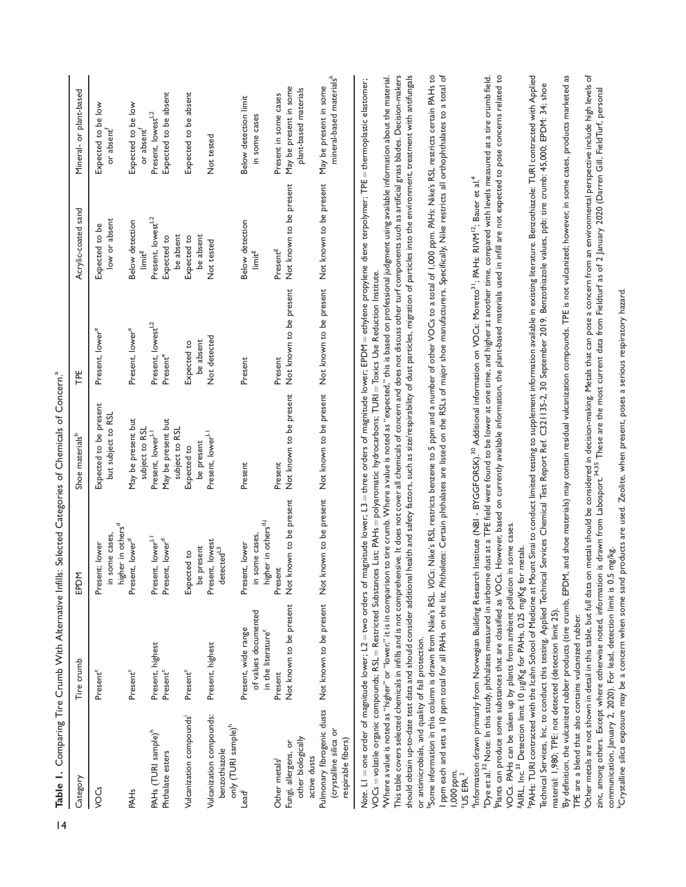**Table 1.** Comparing Tire Crumb With Alternative Infills: Selected Categories of Chemicals of Concern.[a]

| Category | Tire crumb | EPDM | Shoe materials[b] | TPE | Acrylic-coated sand | Mineral- or plant-based |
|---|---|---|---|---|---|---|
| VOCs | Present[c] | Present; lower in some cases, higher in others[d] | Expected to be present but subject to RSL | Present, lower[e] | Expected to be low or absent | Expected to be low or absent[f] |
| PAHs | Present[c] | Present, lower[d] | May be present but subject to RSL | Present, lower[e] | Below detection limit[g] | Expected to be low or absent[f] |
| PAHs (TURI sample)[h] | Present, highest | Present, lower[L1] | Present, lower[L1] | Present, lowest[L2] | Present, lowest[L2] | Present, lowest[L2] |
| Phthalate esters | Present[c] | Present, lower[d] | May be present but subject to RSL | Present[e] | Expected to be absent | Expected to be absent |
| Vulcanization compounds[i] | Present[c] | Expected to be present | Expected to be present | Expected to be absent | Expected to be absent | Expected to be absent |
| Vulcanization compounds: benzothiazole only (TURI sample)[h] | Present, highest | Present, lowest detected[L3] | Present, lower[L1] | Not detected | Not tested | Not tested |
| Lead[j] | Present, wide range of values documented in the literature[c] | Present, lower in some cases, higher in others[d,j] | Present | Present | Below detection limit[g] | Below detection limit in some cases |
| Other metals[j] | Present | Present | Present | Present | Present[g] | Present in some cases |
| Fungi, allergens, or other biologically active dusts | Not known to be present | Not known to be present | Not known to be present | Not known to be present | Not known to be present | May be present in some plant-based materials |
| Pulmonary fibrogenic dusts (crystalline silica or respirable fibers) | Not known to be present | Not known to be present | Not known to be present | Not known to be present | Not known to be present | May be present in some mineral-based materials[k] |

*Note*. L1 = one order of magnitude lower; L2 = two orders of magnitude lower; L3 = three orders of magnitude lower; EPDM = ethylene propylene diene terpolymer; TPE = thermoplastic elastomer; VOCs = volatile organic compounds; RSL = Restricted Substances List; PAHs = polyaromatic hydrocarbons; TURI = Toxics Use Reduction Institute.

[a]Where a value is noted as "higher" or "lower," it is in comparison to tire crumb. Where a value is noted as "expected," this is based on professional judgment using available information about the material. This table covers selected chemicals in infills and is not comprehensive. It does not cover all chemicals of concern and does not discuss other turf components such as artificial grass blades. Decision-makers should obtain up-to-date test data and should consider additional health and safety factors, such as size/respirability of dust particles, migration of particles into the environment, treatment with antifungals or antimicrobials, and quality of fall protection.

[b]Some information in this column is drawn from Nike's RSL. *VOCs*: Nike's RSL restricts benzene to 5 ppm and a number of other VOCs to a total of 1,000 ppm. *PAHs*: Nike's RSL restricts certain PAHs to 1 ppm each and sets a 10 ppm total for all PAHs on the list. *Phthalates*: Certain phthalates are listed on the RSLs of major shoe manufacturers. Specifically, Nike restricts all orthophthalates to a total of 1,000 ppm.

[c]US EPA.[2]

[d]Information drawn primarily from Norwegian Building Research Institute (NBI - BYGGFORSK).[30] Additional information on VOCs: Moretto[31]; PAHs: RIVM[12]; Bauer et al.[4]

[e]Dye et al.[32] Note: In this study, phthalates measured in airborne dust at a TPE field were found to be lower at one time, and higher at another time, compared with levels measured at a tire crumb field.

[f]Plants can produce some substances that are classified as VOCs. However, based on currently available information, the plant-based materials used in infill are not expected to pose concerns related to VOCs. PAHs can be taken up by plants from ambient pollution in some cases.

[g]AIRL, Inc.[33] Detection limit 10 μg/Kg for PAHs, 0.25 mg/Kg for metals.

[h]PAHs: TURI contracted with the Icahn School of Medicine at Mount Sinai to conduct limited testing to supplement information available in existing literature. Benzothiazole: TURI contracted with Applied Technical Services, Inc. to conduct this testing. Applied Technical Services Chemical Test Report Ref. C321135-2, 30 September 2019. Benzothiazole values, ppb: tire crumb: 45,000; EPDM: 34; shoe material: 1,980; TPE: not detected (detection limit 25).

[i]By definition, the vulcanized rubber products (tire crumb, EPDM, and shoe materials) may contain residual vulcanization compounds. TPE is not vulcanized; however, in some cases, products marketed as TPE are a blend that also contains vulcanized rubber.

[j]Other metals are not shown in detail in this table, but full data on metals should be considered in decision-making. Metals that can pose a concern from an environmental perspective include high levels of zinc, among others. Except where otherwise noted, information is drawn from Labosport.[34,35] These are the most current data from Fieldturf as of 2 January 2020 (Darren Gill, FieldTurf, personal communication, January 2, 2020). For lead, detection limit is 0.5 mg/kg.

[k]Crystalline silica exposure may be a concern when some sand products are used. Zeolite, when present, poses a serious respiratory hazard.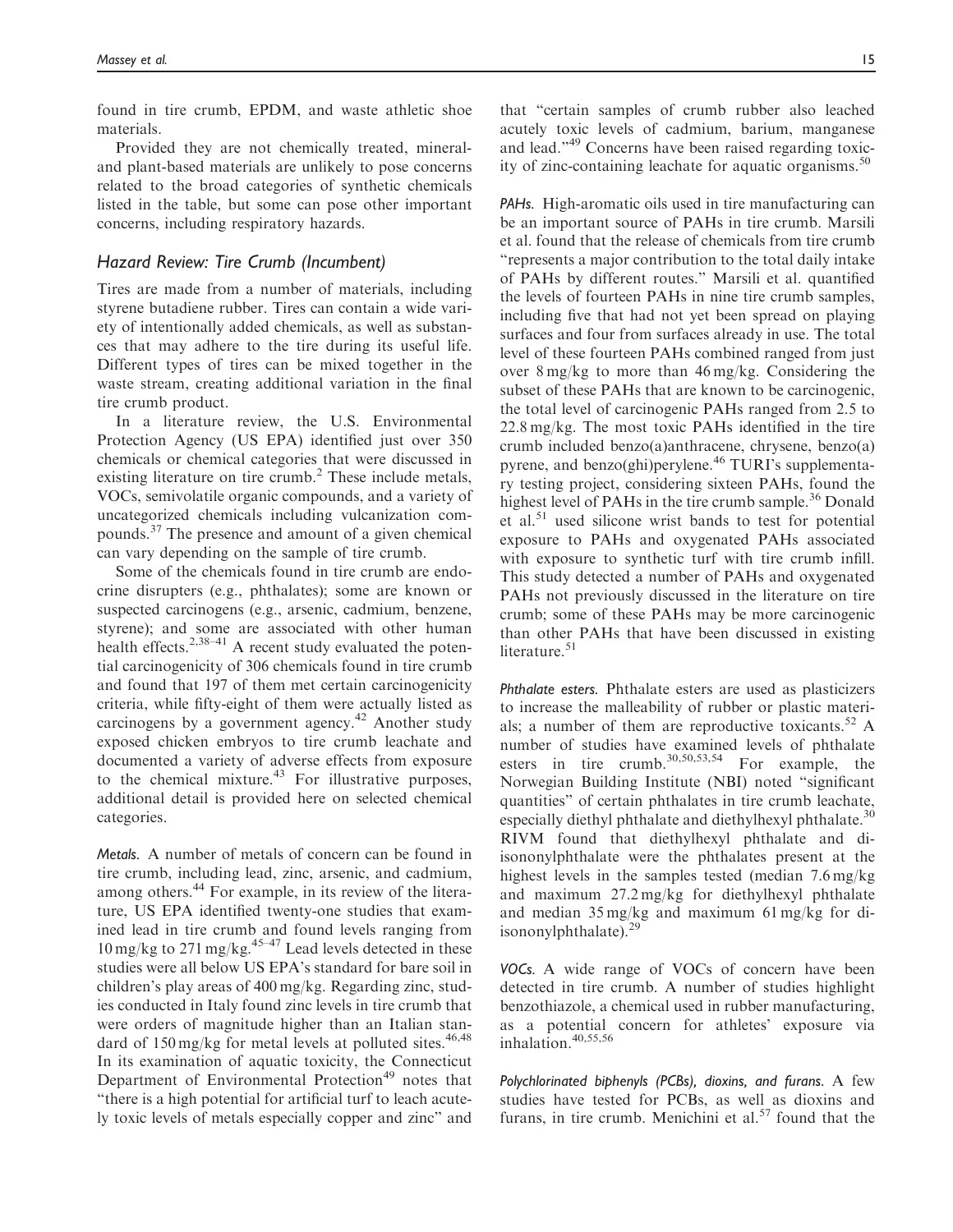found in tire crumb, EPDM, and waste athletic shoe materials.

Provided they are not chemically treated, mineral- and plant-based materials are unlikely to pose concerns related to the broad categories of synthetic chemicals listed in the table, but some can pose other important concerns, including respiratory hazards.

## Hazard Review: Tire Crumb (Incumbent)

Tires are made from a number of materials, including styrene butadiene rubber. Tires can contain a wide variety of intentionally added chemicals, as well as substances that may adhere to the tire during its useful life. Different types of tires can be mixed together in the waste stream, creating additional variation in the final tire crumb product.

In a literature review, the U.S. Environmental Protection Agency (US EPA) identified just over 350 chemicals or chemical categories that were discussed in existing literature on tire crumb.[2] These include metals, VOCs, semivolatile organic compounds, and a variety of uncategorized chemicals including vulcanization compounds.[37] The presence and amount of a given chemical can vary depending on the sample of tire crumb.

Some of the chemicals found in tire crumb are endocrine disrupters (e.g., phthalates); some are known or suspected carcinogens (e.g., arsenic, cadmium, benzene, styrene); and some are associated with other human health effects.[2,38–41] A recent study evaluated the potential carcinogenicity of 306 chemicals found in tire crumb and found that 197 of them met certain carcinogenicity criteria, while fifty-eight of them were actually listed as carcinogens by a government agency.[42] Another study exposed chicken embryos to tire crumb leachate and documented a variety of adverse effects from exposure to the chemical mixture.[43] For illustrative purposes, additional detail is provided here on selected chemical categories.

*Metals.* A number of metals of concern can be found in tire crumb, including lead, zinc, arsenic, and cadmium, among others.[44] For example, in its review of the literature, US EPA identified twenty-one studies that examined lead in tire crumb and found levels ranging from 10 mg/kg to 271 mg/kg.[45–47] Lead levels detected in these studies were all below US EPA's standard for bare soil in children's play areas of 400 mg/kg. Regarding zinc, studies conducted in Italy found zinc levels in tire crumb that were orders of magnitude higher than an Italian standard of 150 mg/kg for metal levels at polluted sites.[46,48] In its examination of aquatic toxicity, the Connecticut Department of Environmental Protection[49] notes that "there is a high potential for artificial turf to leach acutely toxic levels of metals especially copper and zinc" and that "certain samples of crumb rubber also leached acutely toxic levels of cadmium, barium, manganese and lead."[49] Concerns have been raised regarding toxicity of zinc-containing leachate for aquatic organisms.[50]

*PAHs.* High-aromatic oils used in tire manufacturing can be an important source of PAHs in tire crumb. Marsili et al. found that the release of chemicals from tire crumb "represents a major contribution to the total daily intake of PAHs by different routes." Marsili et al. quantified the levels of fourteen PAHs in nine tire crumb samples, including five that had not yet been spread on playing surfaces and four from surfaces already in use. The total level of these fourteen PAHs combined ranged from just over 8 mg/kg to more than 46 mg/kg. Considering the subset of these PAHs that are known to be carcinogenic, the total level of carcinogenic PAHs ranged from 2.5 to 22.8 mg/kg. The most toxic PAHs identified in the tire crumb included benzo(a)anthracene, chrysene, benzo(a) pyrene, and benzo(ghi)perylene.[46] TURI's supplementary testing project, considering sixteen PAHs, found the highest level of PAHs in the tire crumb sample.[36] Donald et al.[51] used silicone wrist bands to test for potential exposure to PAHs and oxygenated PAHs associated with exposure to synthetic turf with tire crumb infill. This study detected a number of PAHs and oxygenated PAHs not previously discussed in the literature on tire crumb; some of these PAHs may be more carcinogenic than other PAHs that have been discussed in existing literature.[51]

*Phthalate esters.* Phthalate esters are used as plasticizers to increase the malleability of rubber or plastic materials; a number of them are reproductive toxicants.[52] A number of studies have examined levels of phthalate esters in tire crumb.[30,50,53,54] For example, the Norwegian Building Institute (NBI) noted "significant quantities" of certain phthalates in tire crumb leachate, especially diethyl phthalate and diethylhexyl phthalate.[30] RIVM found that diethylhexyl phthalate and di-isononylphthalate were the phthalates present at the highest levels in the samples tested (median 7.6 mg/kg and maximum 27.2 mg/kg for diethylhexyl phthalate and median 35 mg/kg and maximum 61 mg/kg for di-isononylphthalate).[29]

*VOCs.* A wide range of VOCs of concern have been detected in tire crumb. A number of studies highlight benzothiazole, a chemical used in rubber manufacturing, as a potential concern for athletes' exposure via inhalation.[40,55,56]

*Polychlorinated biphenyls (PCBs), dioxins, and furans.* A few studies have tested for PCBs, as well as dioxins and furans, in tire crumb. Menichini et al.[57] found that the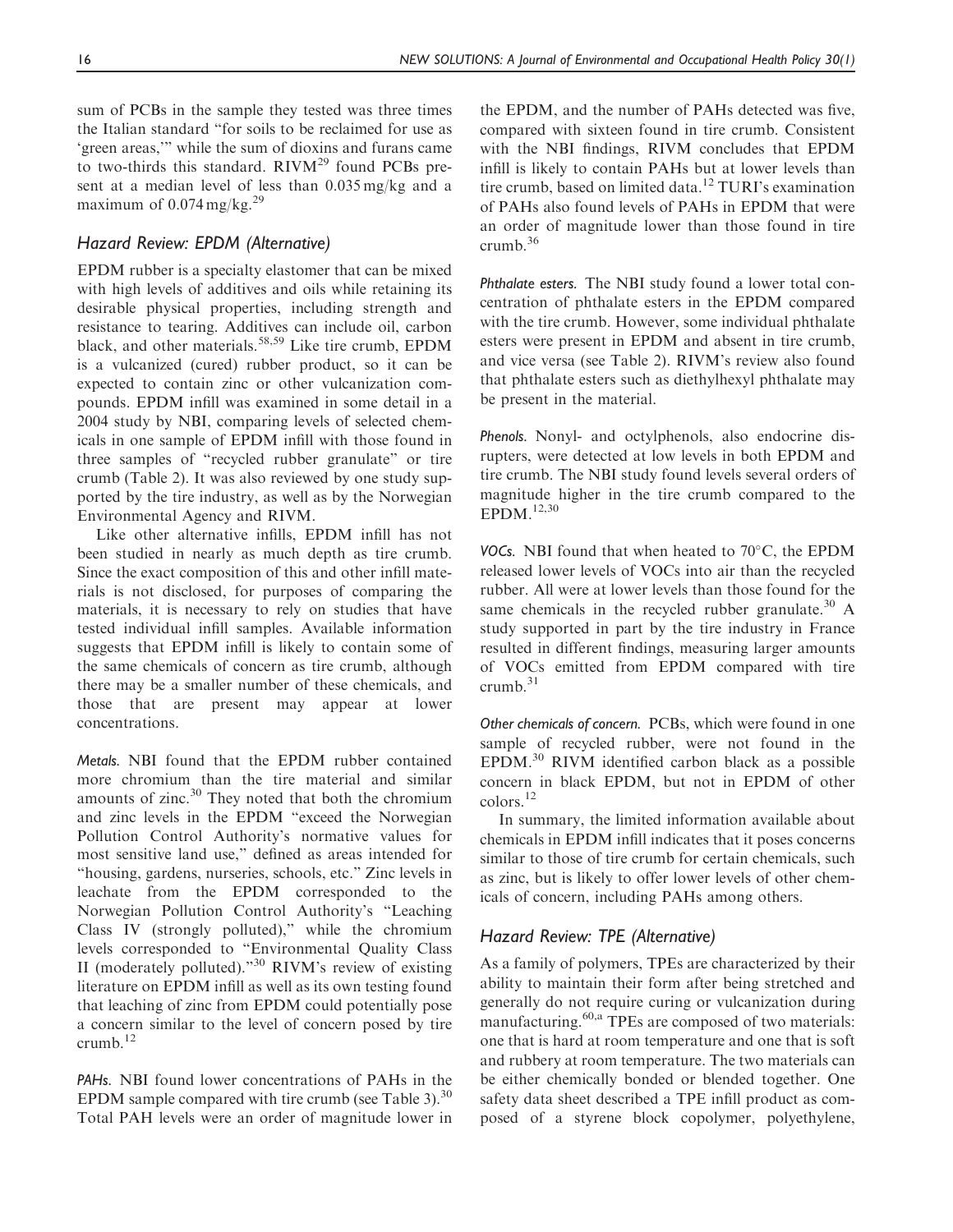sum of PCBs in the sample they tested was three times the Italian standard "for soils to be reclaimed for use as 'green areas,'" while the sum of dioxins and furans came to two-thirds this standard. RIVM[29] found PCBs present at a median level of less than 0.035 mg/kg and a maximum of 0.074 mg/kg.[29]

### *Hazard Review: EPDM (Alternative)*

EPDM rubber is a specialty elastomer that can be mixed with high levels of additives and oils while retaining its desirable physical properties, including strength and resistance to tearing. Additives can include oil, carbon black, and other materials.[58,59] Like tire crumb, EPDM is a vulcanized (cured) rubber product, so it can be expected to contain zinc or other vulcanization compounds. EPDM infill was examined in some detail in a 2004 study by NBI, comparing levels of selected chemicals in one sample of EPDM infill with those found in three samples of "recycled rubber granulate" or tire crumb (Table 2). It was also reviewed by one study supported by the tire industry, as well as by the Norwegian Environmental Agency and RIVM.

Like other alternative infills, EPDM infill has not been studied in nearly as much depth as tire crumb. Since the exact composition of this and other infill materials is not disclosed, for purposes of comparing the materials, it is necessary to rely on studies that have tested individual infill samples. Available information suggests that EPDM infill is likely to contain some of the same chemicals of concern as tire crumb, although there may be a smaller number of these chemicals, and those that are present may appear at lower concentrations.

*Metals.* NBI found that the EPDM rubber contained more chromium than the tire material and similar amounts of zinc.[30] They noted that both the chromium and zinc levels in the EPDM "exceed the Norwegian Pollution Control Authority's normative values for most sensitive land use," defined as areas intended for "housing, gardens, nurseries, schools, etc." Zinc levels in leachate from the EPDM corresponded to the Norwegian Pollution Control Authority's "Leaching Class IV (strongly polluted)," while the chromium levels corresponded to "Environmental Quality Class II (moderately polluted)."[30] RIVM's review of existing literature on EPDM infill as well as its own testing found that leaching of zinc from EPDM could potentially pose a concern similar to the level of concern posed by tire crumb.[12]

*PAHs.* NBI found lower concentrations of PAHs in the EPDM sample compared with tire crumb (see Table 3).[30] Total PAH levels were an order of magnitude lower in the EPDM, and the number of PAHs detected was five, compared with sixteen found in tire crumb. Consistent with the NBI findings, RIVM concludes that EPDM infill is likely to contain PAHs but at lower levels than tire crumb, based on limited data.[12] TURI's examination of PAHs also found levels of PAHs in EPDM that were an order of magnitude lower than those found in tire crumb.[36]

*Phthalate esters.* The NBI study found a lower total concentration of phthalate esters in the EPDM compared with the tire crumb. However, some individual phthalate esters were present in EPDM and absent in tire crumb, and vice versa (see Table 2). RIVM's review also found that phthalate esters such as diethylhexyl phthalate may be present in the material.

*Phenols.* Nonyl- and octylphenols, also endocrine disrupters, were detected at low levels in both EPDM and tire crumb. The NBI study found levels several orders of magnitude higher in the tire crumb compared to the EPDM.[12,30]

*VOCs.* NBI found that when heated to 70°C, the EPDM released lower levels of VOCs into air than the recycled rubber. All were at lower levels than those found for the same chemicals in the recycled rubber granulate.[30] A study supported in part by the tire industry in France resulted in different findings, measuring larger amounts of VOCs emitted from EPDM compared with tire crumb.[31]

*Other chemicals of concern.* PCBs, which were found in one sample of recycled rubber, were not found in the EPDM.[30] RIVM identified carbon black as a possible concern in black EPDM, but not in EPDM of other colors.[12]

In summary, the limited information available about chemicals in EPDM infill indicates that it poses concerns similar to those of tire crumb for certain chemicals, such as zinc, but is likely to offer lower levels of other chemicals of concern, including PAHs among others.

### *Hazard Review: TPE (Alternative)*

As a family of polymers, TPEs are characterized by their ability to maintain their form after being stretched and generally do not require curing or vulcanization during manufacturing.[60,a] TPEs are composed of two materials: one that is hard at room temperature and one that is soft and rubbery at room temperature. The two materials can be either chemically bonded or blended together. One safety data sheet described a TPE infill product as composed of a styrene block copolymer, polyethylene,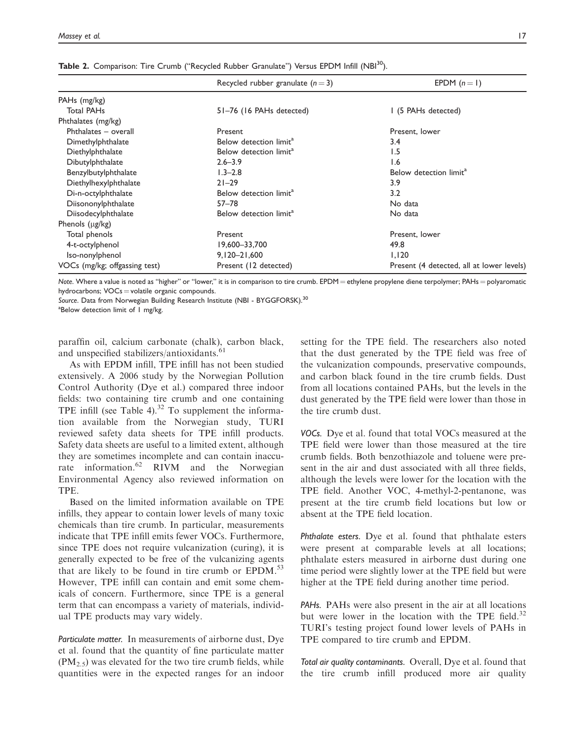**Table 2.** Comparison: Tire Crumb ("Recycled Rubber Granulate") Versus EPDM Infill (NBI[30]).

| | Recycled rubber granulate ($n = 3$) | EPDM ($n = 1$) |
|---|---|---|
| PAHs (mg/kg) | | |
| Total PAHs | 51–76 (16 PAHs detected) | 1 (5 PAHs detected) |
| Phthalates (mg/kg) | | |
| Phthalates – overall | Present | Present, lower |
| Dimethylphthalate | Below detection limit[a] | 3.4 |
| Diethylphthalate | Below detection limit[a] | 1.5 |
| Dibutylphthalate | 2.6–3.9 | 1.6 |
| Benzylbutylphthalate | 1.3–2.8 | Below detection limit[a] |
| Diethylhexylphthalate | 21–29 | 3.9 |
| Di-n-octylphthalate | Below detection limit[a] | 3.2 |
| Diisononylphthalate | 57–78 | No data |
| Diisodecylphthalate | Below detection limit[a] | No data |
| Phenols (μg/kg) | | |
| Total phenols | Present | Present, lower |
| 4-t-octylphenol | 19,600–33,700 | 49.8 |
| Iso-nonylphenol | 9,120–21,600 | 1,120 |
| VOCs (mg/kg; offgassing test) | Present (12 detected) | Present (4 detected, all at lower levels) |

*Note.* Where a value is noted as "higher" or "lower," it is in comparison to tire crumb. EPDM = ethylene propylene diene terpolymer; PAHs = polyaromatic hydrocarbons; VOCs = volatile organic compounds.

*Source.* Data from Norwegian Building Research Institute (NBI - BYGGFORSK).[30]

[a]Below detection limit of 1 mg/kg.

paraffin oil, calcium carbonate (chalk), carbon black, and unspecified stabilizers/antioxidants.[61]

As with EPDM infill, TPE infill has not been studied extensively. A 2006 study by the Norwegian Pollution Control Authority (Dye et al.) compared three indoor fields: two containing tire crumb and one containing TPE infill (see Table 4).[32] To supplement the information available from the Norwegian study, TURI reviewed safety data sheets for TPE infill products. Safety data sheets are useful to a limited extent, although they are sometimes incomplete and can contain inaccurate information.[62] RIVM and the Norwegian Environmental Agency also reviewed information on TPE.

Based on the limited information available on TPE infills, they appear to contain lower levels of many toxic chemicals than tire crumb. In particular, measurements indicate that TPE infill emits fewer VOCs. Furthermore, since TPE does not require vulcanization (curing), it is generally expected to be free of the vulcanizing agents that are likely to be found in tire crumb or EPDM.[53] However, TPE infill can contain and emit some chemicals of concern. Furthermore, since TPE is a general term that can encompass a variety of materials, individual TPE products may vary widely.

*Particulate matter.* In measurements of airborne dust, Dye et al. found that the quantity of fine particulate matter ($PM_{2.5}$) was elevated for the two tire crumb fields, while quantities were in the expected ranges for an indoor setting for the TPE field. The researchers also noted that the dust generated by the TPE field was free of the vulcanization compounds, preservative compounds, and carbon black found in the tire crumb fields. Dust from all locations contained PAHs, but the levels in the dust generated by the TPE field were lower than those in the tire crumb dust.

*VOCs.* Dye et al. found that total VOCs measured at the TPE field were lower than those measured at the tire crumb fields. Both benzothiazole and toluene were present in the air and dust associated with all three fields, although the levels were lower for the location with the TPE field. Another VOC, 4-methyl-2-pentanone, was present at the tire crumb field locations but low or absent at the TPE field location.

*Phthalate esters.* Dye et al. found that phthalate esters were present at comparable levels at all locations; phthalate esters measured in airborne dust during one time period were slightly lower at the TPE field but were higher at the TPE field during another time period.

*PAHs.* PAHs were also present in the air at all locations but were lower in the location with the TPE field.[32] TURI's testing project found lower levels of PAHs in TPE compared to tire crumb and EPDM.

*Total air quality contaminants.* Overall, Dye et al. found that the tire crumb infill produced more air quality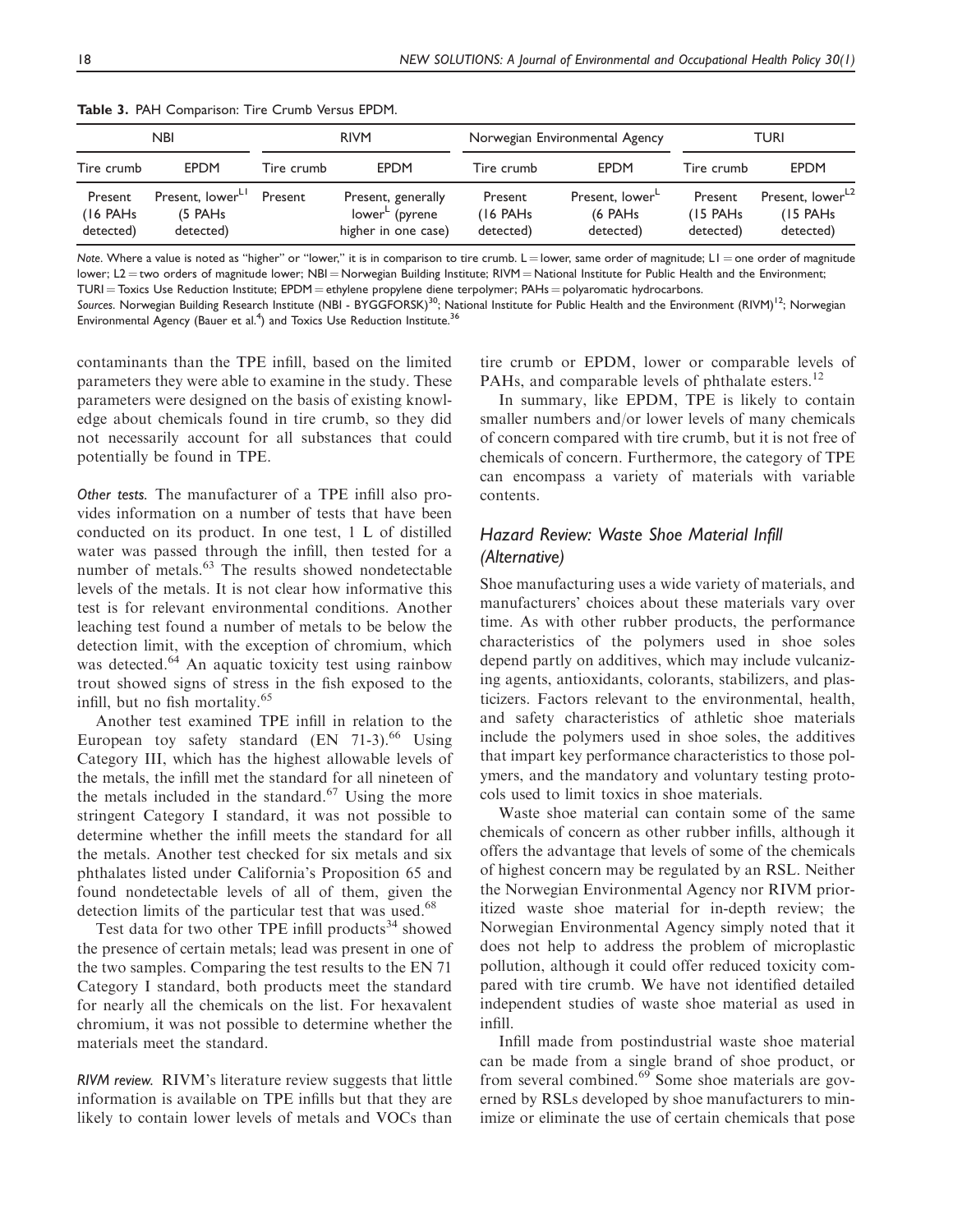**Table 3.** PAH Comparison: Tire Crumb Versus EPDM.

| NBI | | RIVM | | Norwegian Environmental Agency | | TURI | |
|---|---|---|---|---|---|---|---|
| Tire crumb | EPDM | Tire crumb | EPDM | Tire crumb | EPDM | Tire crumb | EPDM |
| Present (16 PAHs detected) | Present, lower[L1] (5 PAHs detected) | Present | Present, generally lower[L] (pyrene higher in one case) | Present (16 PAHs detected) | Present, lower[L] (6 PAHs detected) | Present (15 PAHs detected) | Present, lower[L2] (15 PAHs detected) |

*Note.* Where a value is noted as "higher" or "lower," it is in comparison to tire crumb. L = lower, same order of magnitude; L1 = one order of magnitude lower; L2 = two orders of magnitude lower; NBI = Norwegian Building Institute; RIVM = National Institute for Public Health and the Environment; TURI = Toxics Use Reduction Institute; EPDM = ethylene propylene diene terpolymer; PAHs = polyaromatic hydrocarbons.

*Sources.* Norwegian Building Research Institute (NBI - BYGGFORSK)[30]; National Institute for Public Health and the Environment (RIVM)[12]; Norwegian Environmental Agency (Bauer et al.[4]) and Toxics Use Reduction Institute.[36]

contaminants than the TPE infill, based on the limited parameters they were able to examine in the study. These parameters were designed on the basis of existing knowledge about chemicals found in tire crumb, so they did not necessarily account for all substances that could potentially be found in TPE.

*Other tests.* The manufacturer of a TPE infill also provides information on a number of tests that have been conducted on its product. In one test, 1 L of distilled water was passed through the infill, then tested for a number of metals.[63] The results showed nondetectable levels of the metals. It is not clear how informative this test is for relevant environmental conditions. Another leaching test found a number of metals to be below the detection limit, with the exception of chromium, which was detected.[64] An aquatic toxicity test using rainbow trout showed signs of stress in the fish exposed to the infill, but no fish mortality.[65]

Another test examined TPE infill in relation to the European toy safety standard (EN 71-3).[66] Using Category III, which has the highest allowable levels of the metals, the infill met the standard for all nineteen of the metals included in the standard.[67] Using the more stringent Category I standard, it was not possible to determine whether the infill meets the standard for all the metals. Another test checked for six metals and six phthalates listed under California's Proposition 65 and found nondetectable levels of all of them, given the detection limits of the particular test that was used.[68]

Test data for two other TPE infill products[34] showed the presence of certain metals; lead was present in one of the two samples. Comparing the test results to the EN 71 Category I standard, both products meet the standard for nearly all the chemicals on the list. For hexavalent chromium, it was not possible to determine whether the materials meet the standard.

*RIVM review.* RIVM's literature review suggests that little information is available on TPE infills but that they are likely to contain lower levels of metals and VOCs than tire crumb or EPDM, lower or comparable levels of PAHs, and comparable levels of phthalate esters.[12]

In summary, like EPDM, TPE is likely to contain smaller numbers and/or lower levels of many chemicals of concern compared with tire crumb, but it is not free of chemicals of concern. Furthermore, the category of TPE can encompass a variety of materials with variable contents.

## *Hazard Review: Waste Shoe Material Infill (Alternative)*

Shoe manufacturing uses a wide variety of materials, and manufacturers' choices about these materials vary over time. As with other rubber products, the performance characteristics of the polymers used in shoe soles depend partly on additives, which may include vulcanizing agents, antioxidants, colorants, stabilizers, and plasticizers. Factors relevant to the environmental, health, and safety characteristics of athletic shoe materials include the polymers used in shoe soles, the additives that impart key performance characteristics to those polymers, and the mandatory and voluntary testing protocols used to limit toxics in shoe materials.

Waste shoe material can contain some of the same chemicals of concern as other rubber infills, although it offers the advantage that levels of some of the chemicals of highest concern may be regulated by an RSL. Neither the Norwegian Environmental Agency nor RIVM prioritized waste shoe material for in-depth review; the Norwegian Environmental Agency simply noted that it does not help to address the problem of microplastic pollution, although it could offer reduced toxicity compared with tire crumb. We have not identified detailed independent studies of waste shoe material as used in infill.

Infill made from postindustrial waste shoe material can be made from a single brand of shoe product, or from several combined.[69] Some shoe materials are governed by RSLs developed by shoe manufacturers to minimize or eliminate the use of certain chemicals that pose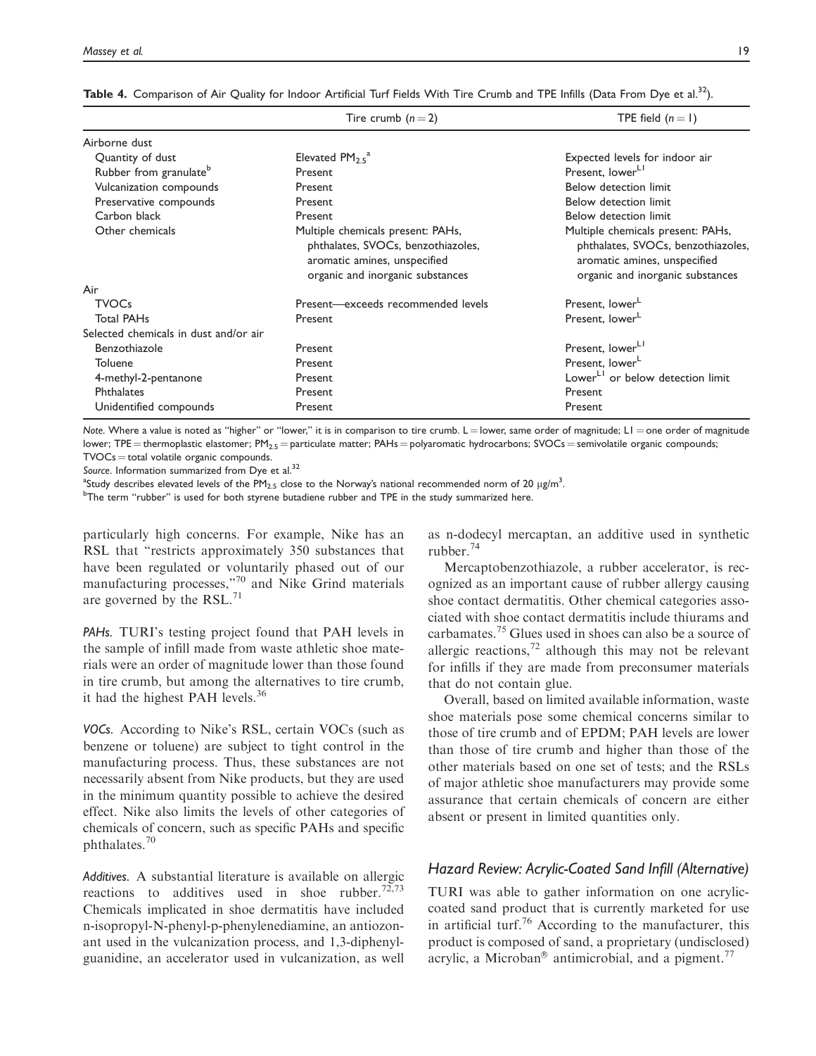**Table 4.** Comparison of Air Quality for Indoor Artificial Turf Fields With Tire Crumb and TPE Infills (Data From Dye et al.[32]).

| | Tire crumb ($n = 2$) | TPE field ($n = 1$) |
|---|---|---|
| Airborne dust | | |
| Quantity of dust | Elevated $PM_{2.5}$[a] | Expected levels for indoor air |
| Rubber from granulate[b] | Present | Present, lower[L1] |
| Vulcanization compounds | Present | Below detection limit |
| Preservative compounds | Present | Below detection limit |
| Carbon black | Present | Below detection limit |
| Other chemicals | Multiple chemicals present: PAHs, phthalates, SVOCs, benzothiazoles, aromatic amines, unspecified organic and inorganic substances | Multiple chemicals present: PAHs, phthalates, SVOCs, benzothiazoles, aromatic amines, unspecified organic and inorganic substances |
| Air | | |
| TVOCs | Present—exceeds recommended levels | Present, lower[L] |
| Total PAHs | Present | Present, lower[L] |
| Selected chemicals in dust and/or air | | |
| Benzothiazole | Present | Present, lower[L1] |
| Toluene | Present | Present, lower[L] |
| 4-methyl-2-pentanone | Present | Lower[L1] or below detection limit |
| Phthalates | Present | Present |
| Unidentified compounds | Present | Present |

*Note.* Where a value is noted as "higher" or "lower," it is in comparison to tire crumb. L = lower, same order of magnitude; L1 = one order of magnitude lower; TPE = thermoplastic elastomer; $PM_{2.5}$ = particulate matter; PAHs = polyaromatic hydrocarbons; SVOCs = semivolatile organic compounds; TVOCs = total volatile organic compounds.

*Source.* Information summarized from Dye et al.[32]

[a]Study describes elevated levels of the $PM_{2.5}$ close to the Norway's national recommended norm of 20 μg/m$^3$.

[b]The term "rubber" is used for both styrene butadiene rubber and TPE in the study summarized here.

particularly high concerns. For example, Nike has an RSL that "restricts approximately 350 substances that have been regulated or voluntarily phased out of our manufacturing processes,"[70] and Nike Grind materials are governed by the RSL.[71]

*PAHs.* TURI's testing project found that PAH levels in the sample of infill made from waste athletic shoe materials were an order of magnitude lower than those found in tire crumb, but among the alternatives to tire crumb, it had the highest PAH levels.[36]

*VOCs.* According to Nike's RSL, certain VOCs (such as benzene or toluene) are subject to tight control in the manufacturing process. Thus, these substances are not necessarily absent from Nike products, but they are used in the minimum quantity possible to achieve the desired effect. Nike also limits the levels of other categories of chemicals of concern, such as specific PAHs and specific phthalates.[70]

*Additives.* A substantial literature is available on allergic reactions to additives used in shoe rubber.[72,73] Chemicals implicated in shoe dermatitis have included n-isopropyl-N-phenyl-p-phenylenediamine, an antiozonant used in the vulcanization process, and 1,3-diphenylguanidine, an accelerator used in vulcanization, as well as n-dodecyl mercaptan, an additive used in synthetic rubber.[74]

Mercaptobenzothiazole, a rubber accelerator, is recognized as an important cause of rubber allergy causing shoe contact dermatitis. Other chemical categories associated with shoe contact dermatitis include thiurams and carbamates.[75] Glues used in shoes can also be a source of allergic reactions,[72] although this may not be relevant for infills if they are made from preconsumer materials that do not contain glue.

Overall, based on limited available information, waste shoe materials pose some chemical concerns similar to those of tire crumb and of EPDM; PAH levels are lower than those of tire crumb and higher than those of the other materials based on one set of tests; and the RSLs of major athletic shoe manufacturers may provide some assurance that certain chemicals of concern are either absent or present in limited quantities only.

## Hazard Review: Acrylic-Coated Sand Infill (Alternative)

TURI was able to gather information on one acrylic-coated sand product that is currently marketed for use in artificial turf.[76] According to the manufacturer, this product is composed of sand, a proprietary (undisclosed) acrylic, a Microban® antimicrobial, and a pigment.[77]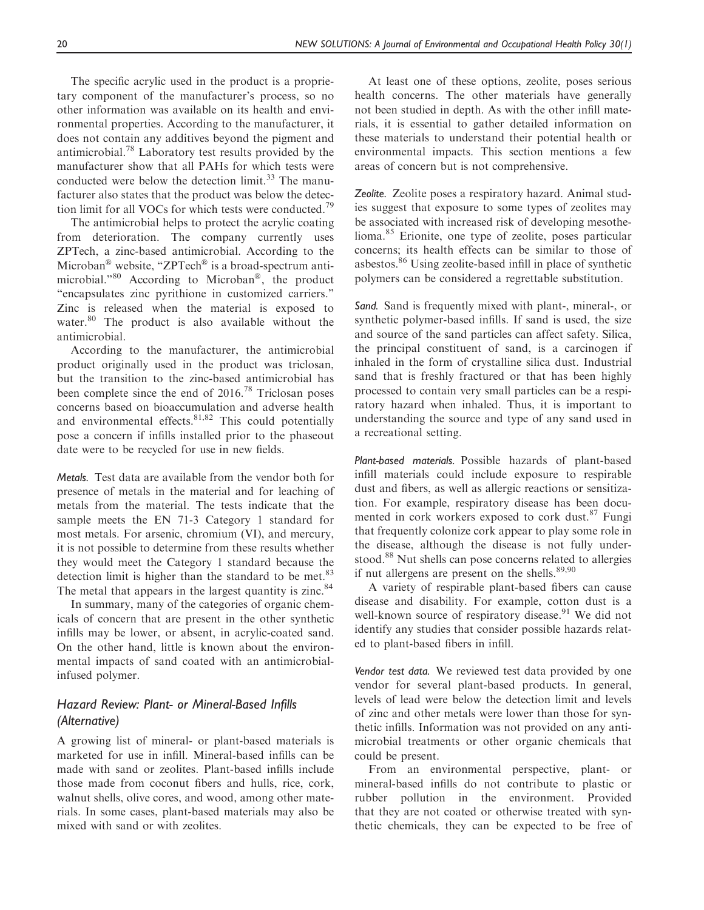The specific acrylic used in the product is a proprietary component of the manufacturer's process, so no other information was available on its health and environmental properties. According to the manufacturer, it does not contain any additives beyond the pigment and antimicrobial.[78] Laboratory test results provided by the manufacturer show that all PAHs for which tests were conducted were below the detection limit.[33] The manufacturer also states that the product was below the detection limit for all VOCs for which tests were conducted.[79]

The antimicrobial helps to protect the acrylic coating from deterioration. The company currently uses ZPTech, a zinc-based antimicrobial. According to the Microban® website, "ZPTech® is a broad-spectrum antimicrobial."[80] According to Microban®, the product "encapsulates zinc pyrithione in customized carriers." Zinc is released when the material is exposed to water.[80] The product is also available without the antimicrobial.

According to the manufacturer, the antimicrobial product originally used in the product was triclosan, but the transition to the zinc-based antimicrobial has been complete since the end of 2016.[78] Triclosan poses concerns based on bioaccumulation and adverse health and environmental effects.[81,82] This could potentially pose a concern if infills installed prior to the phaseout date were to be recycled for use in new fields.

*Metals.* Test data are available from the vendor both for presence of metals in the material and for leaching of metals from the material. The tests indicate that the sample meets the EN 71-3 Category 1 standard for most metals. For arsenic, chromium (VI), and mercury, it is not possible to determine from these results whether they would meet the Category 1 standard because the detection limit is higher than the standard to be met.[83] The metal that appears in the largest quantity is zinc.[84]

In summary, many of the categories of organic chemicals of concern that are present in the other synthetic infills may be lower, or absent, in acrylic-coated sand. On the other hand, little is known about the environmental impacts of sand coated with an antimicrobial-infused polymer.

### Hazard Review: Plant- or Mineral-Based Infills (Alternative)

A growing list of mineral- or plant-based materials is marketed for use in infill. Mineral-based infills can be made with sand or zeolites. Plant-based infills include those made from coconut fibers and hulls, rice, cork, walnut shells, olive cores, and wood, among other materials. In some cases, plant-based materials may also be mixed with sand or with zeolites.

At least one of these options, zeolite, poses serious health concerns. The other materials have generally not been studied in depth. As with the other infill materials, it is essential to gather detailed information on these materials to understand their potential health or environmental impacts. This section mentions a few areas of concern but is not comprehensive.

*Zeolite.* Zeolite poses a respiratory hazard. Animal studies suggest that exposure to some types of zeolites may be associated with increased risk of developing mesothelioma.[85] Erionite, one type of zeolite, poses particular concerns; its health effects can be similar to those of asbestos.[86] Using zeolite-based infill in place of synthetic polymers can be considered a regrettable substitution.

*Sand.* Sand is frequently mixed with plant-, mineral-, or synthetic polymer-based infills. If sand is used, the size and source of the sand particles can affect safety. Silica, the principal constituent of sand, is a carcinogen if inhaled in the form of crystalline silica dust. Industrial sand that is freshly fractured or that has been highly processed to contain very small particles can be a respiratory hazard when inhaled. Thus, it is important to understanding the source and type of any sand used in a recreational setting.

*Plant-based materials.* Possible hazards of plant-based infill materials could include exposure to respirable dust and fibers, as well as allergic reactions or sensitization. For example, respiratory disease has been documented in cork workers exposed to cork dust.[87] Fungi that frequently colonize cork appear to play some role in the disease, although the disease is not fully understood.[88] Nut shells can pose concerns related to allergies if nut allergens are present on the shells.[89,90]

A variety of respirable plant-based fibers can cause disease and disability. For example, cotton dust is a well-known source of respiratory disease.[91] We did not identify any studies that consider possible hazards related to plant-based fibers in infill.

*Vendor test data.* We reviewed test data provided by one vendor for several plant-based products. In general, levels of lead were below the detection limit and levels of zinc and other metals were lower than those for synthetic infills. Information was not provided on any antimicrobial treatments or other organic chemicals that could be present.

From an environmental perspective, plant- or mineral-based infills do not contribute to plastic or rubber pollution in the environment. Provided that they are not coated or otherwise treated with synthetic chemicals, they can be expected to be free of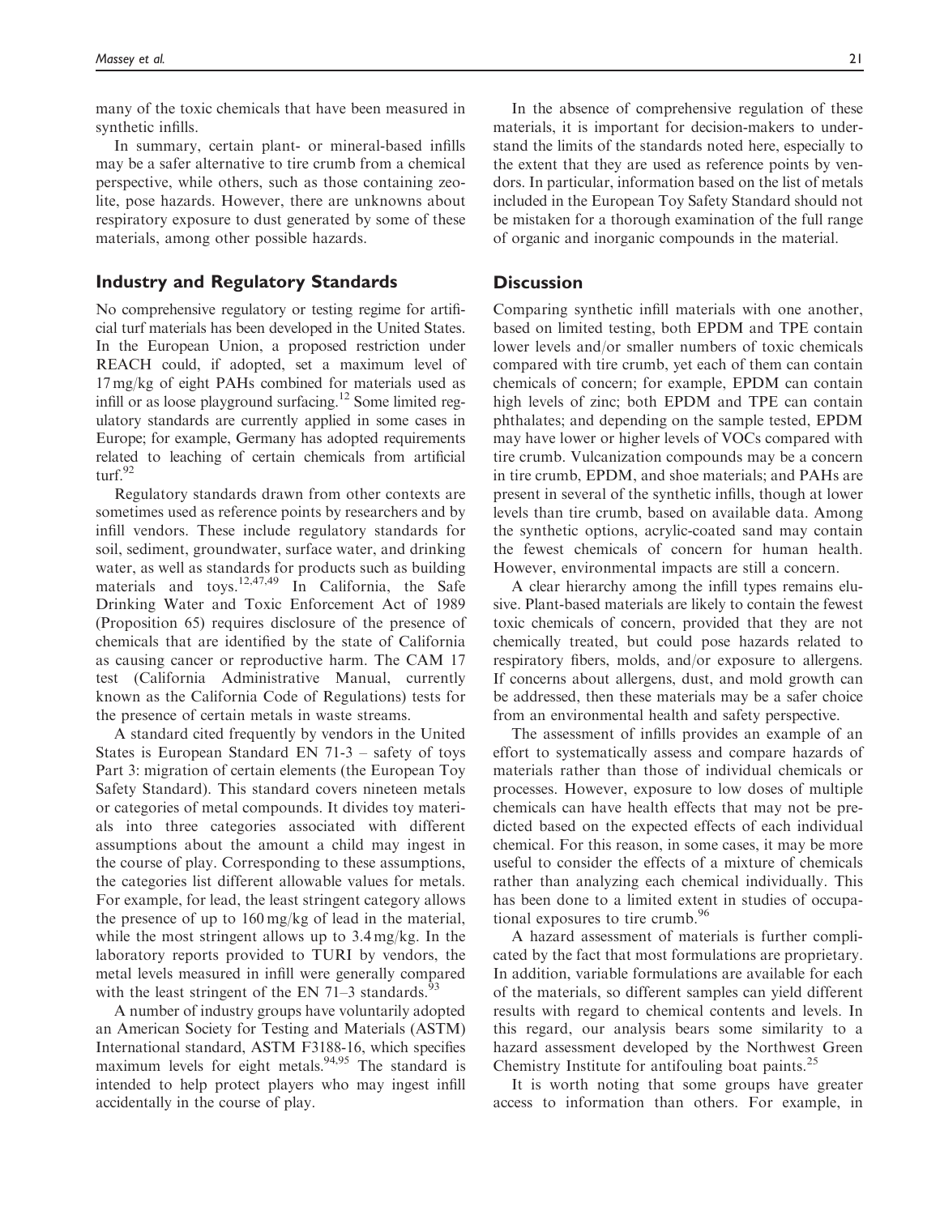many of the toxic chemicals that have been measured in synthetic infills.

In summary, certain plant- or mineral-based infills may be a safer alternative to tire crumb from a chemical perspective, while others, such as those containing zeolite, pose hazards. However, there are unknowns about respiratory exposure to dust generated by some of these materials, among other possible hazards.

## Industry and Regulatory Standards

No comprehensive regulatory or testing regime for artificial turf materials has been developed in the United States. In the European Union, a proposed restriction under REACH could, if adopted, set a maximum level of 17 mg/kg of eight PAHs combined for materials used as infill or as loose playground surfacing.[12] Some limited regulatory standards are currently applied in some cases in Europe; for example, Germany has adopted requirements related to leaching of certain chemicals from artificial turf.[92]

Regulatory standards drawn from other contexts are sometimes used as reference points by researchers and by infill vendors. These include regulatory standards for soil, sediment, groundwater, surface water, and drinking water, as well as standards for products such as building materials and toys.[12,47,49] In California, the Safe Drinking Water and Toxic Enforcement Act of 1989 (Proposition 65) requires disclosure of the presence of chemicals that are identified by the state of California as causing cancer or reproductive harm. The CAM 17 test (California Administrative Manual, currently known as the California Code of Regulations) tests for the presence of certain metals in waste streams.

A standard cited frequently by vendors in the United States is European Standard EN 71-3 – safety of toys Part 3: migration of certain elements (the European Toy Safety Standard). This standard covers nineteen metals or categories of metal compounds. It divides toy materials into three categories associated with different assumptions about the amount a child may ingest in the course of play. Corresponding to these assumptions, the categories list different allowable values for metals. For example, for lead, the least stringent category allows the presence of up to 160 mg/kg of lead in the material, while the most stringent allows up to 3.4 mg/kg. In the laboratory reports provided to TURI by vendors, the metal levels measured in infill were generally compared with the least stringent of the EN 71–3 standards.[93]

A number of industry groups have voluntarily adopted an American Society for Testing and Materials (ASTM) International standard, ASTM F3188-16, which specifies maximum levels for eight metals.[94,95] The standard is intended to help protect players who may ingest infill accidentally in the course of play.

In the absence of comprehensive regulation of these materials, it is important for decision-makers to understand the limits of the standards noted here, especially to the extent that they are used as reference points by vendors. In particular, information based on the list of metals included in the European Toy Safety Standard should not be mistaken for a thorough examination of the full range of organic and inorganic compounds in the material.

## Discussion

Comparing synthetic infill materials with one another, based on limited testing, both EPDM and TPE contain lower levels and/or smaller numbers of toxic chemicals compared with tire crumb, yet each of them can contain chemicals of concern; for example, EPDM can contain high levels of zinc; both EPDM and TPE can contain phthalates; and depending on the sample tested, EPDM may have lower or higher levels of VOCs compared with tire crumb. Vulcanization compounds may be a concern in tire crumb, EPDM, and shoe materials; and PAHs are present in several of the synthetic infills, though at lower levels than tire crumb, based on available data. Among the synthetic options, acrylic-coated sand may contain the fewest chemicals of concern for human health. However, environmental impacts are still a concern.

A clear hierarchy among the infill types remains elusive. Plant-based materials are likely to contain the fewest toxic chemicals of concern, provided that they are not chemically treated, but could pose hazards related to respiratory fibers, molds, and/or exposure to allergens. If concerns about allergens, dust, and mold growth can be addressed, then these materials may be a safer choice from an environmental health and safety perspective.

The assessment of infills provides an example of an effort to systematically assess and compare hazards of materials rather than those of individual chemicals or processes. However, exposure to low doses of multiple chemicals can have health effects that may not be predicted based on the expected effects of each individual chemical. For this reason, in some cases, it may be more useful to consider the effects of a mixture of chemicals rather than analyzing each chemical individually. This has been done to a limited extent in studies of occupational exposures to tire crumb.[96]

A hazard assessment of materials is further complicated by the fact that most formulations are proprietary. In addition, variable formulations are available for each of the materials, so different samples can yield different results with regard to chemical contents and levels. In this regard, our analysis bears some similarity to a hazard assessment developed by the Northwest Green Chemistry Institute for antifouling boat paints.[25]

It is worth noting that some groups have greater access to information than others. For example, in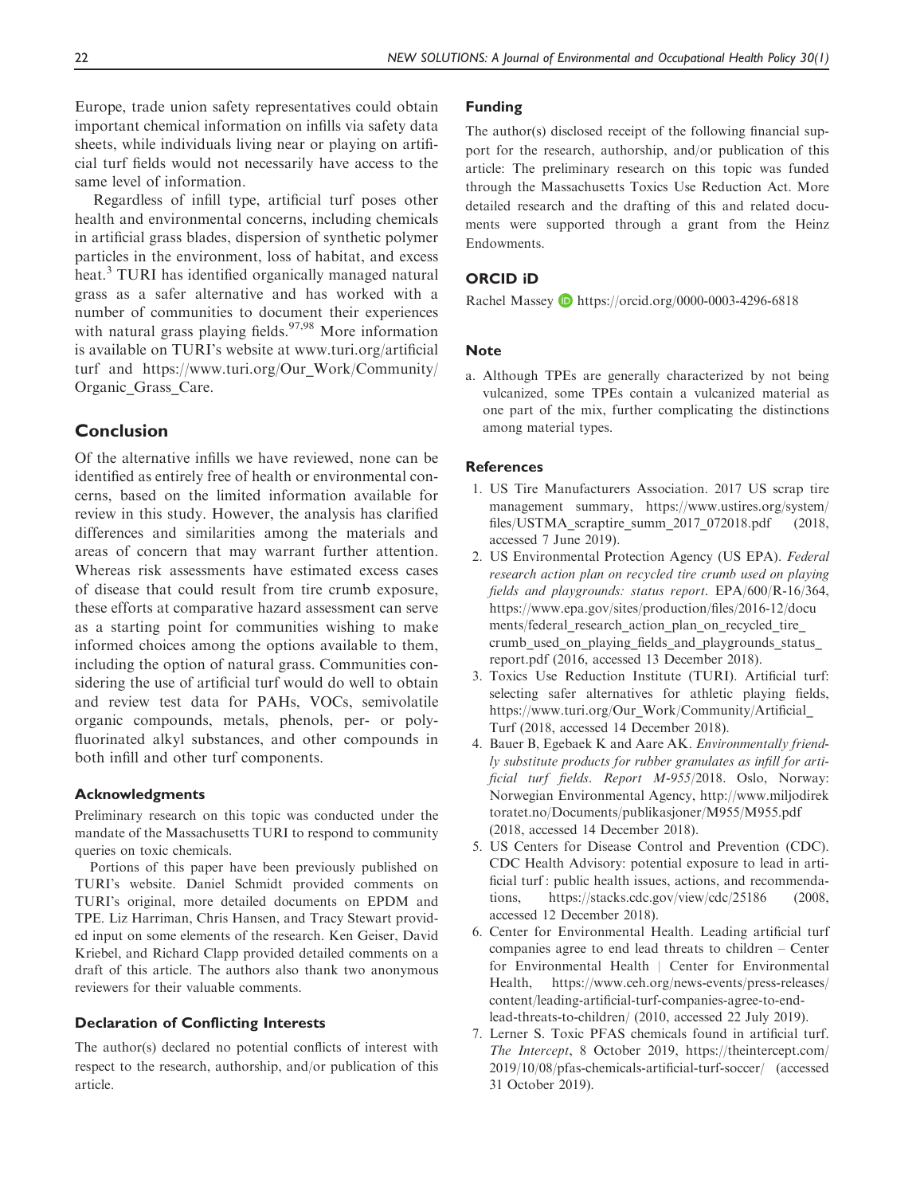Europe, trade union safety representatives could obtain important chemical information on infills via safety data sheets, while individuals living near or playing on artificial turf fields would not necessarily have access to the same level of information.

Regardless of infill type, artificial turf poses other health and environmental concerns, including chemicals in artificial grass blades, dispersion of synthetic polymer particles in the environment, loss of habitat, and excess heat.[3] TURI has identified organically managed natural grass as a safer alternative and has worked with a number of communities to document their experiences with natural grass playing fields.[97,98] More information is available on TURI's website at www.turi.org/artificial turf and https://www.turi.org/Our_Work/Community/Organic_Grass_Care.

## Conclusion

Of the alternative infills we have reviewed, none can be identified as entirely free of health or environmental concerns, based on the limited information available for review in this study. However, the analysis has clarified differences and similarities among the materials and areas of concern that may warrant further attention. Whereas risk assessments have estimated excess cases of disease that could result from tire crumb exposure, these efforts at comparative hazard assessment can serve as a starting point for communities wishing to make informed choices among the options available to them, including the option of natural grass. Communities considering the use of artificial turf would do well to obtain and review test data for PAHs, VOCs, semivolatile organic compounds, metals, phenols, per- or polyfluorinated alkyl substances, and other compounds in both infill and other turf components.

### Acknowledgments

Preliminary research on this topic was conducted under the mandate of the Massachusetts TURI to respond to community queries on toxic chemicals.

Portions of this paper have been previously published on TURI's website. Daniel Schmidt provided comments on TURI's original, more detailed documents on EPDM and TPE. Liz Harriman, Chris Hansen, and Tracy Stewart provided input on some elements of the research. Ken Geiser, David Kriebel, and Richard Clapp provided detailed comments on a draft of this article. The authors also thank two anonymous reviewers for their valuable comments.

### Declaration of Conflicting Interests

The author(s) declared no potential conflicts of interest with respect to the research, authorship, and/or publication of this article.

### Funding

The author(s) disclosed receipt of the following financial support for the research, authorship, and/or publication of this article: The preliminary research on this topic was funded through the Massachusetts Toxics Use Reduction Act. More detailed research and the drafting of this and related documents were supported through a grant from the Heinz Endowments.

### ORCID iD

Rachel Massey https://orcid.org/0000-0003-4296-6818

### Note

a. Although TPEs are generally characterized by not being vulcanized, some TPEs contain a vulcanized material as one part of the mix, further complicating the distinctions among material types.

### References

1. US Tire Manufacturers Association. 2017 US scrap tire management summary, https://www.ustires.org/system/files/USTMA_scraptire_summ_2017_072018.pdf (2018, accessed 7 June 2019).
2. US Environmental Protection Agency (US EPA). *Federal research action plan on recycled tire crumb used on playing fields and playgrounds: status report*. EPA/600/R-16/364, https://www.epa.gov/sites/production/files/2016-12/documents/federal_research_action_plan_on_recycled_tire_crumb_used_on_playing_fields_and_playgrounds_status_report.pdf (2016, accessed 13 December 2018).
3. Toxics Use Reduction Institute (TURI). Artificial turf: selecting safer alternatives for athletic playing fields, https://www.turi.org/Our_Work/Community/Artificial_Turf (2018, accessed 14 December 2018).
4. Bauer B, Egebaek K and Aare AK. *Environmentally friendly substitute products for rubber granulates as infill for artificial turf fields*. *Report M-955*/2018. Oslo, Norway: Norwegian Environmental Agency, http://www.miljodirektoratet.no/Documents/publikasjoner/M955/M955.pdf (2018, accessed 14 December 2018).
5. US Centers for Disease Control and Prevention (CDC). CDC Health Advisory: potential exposure to lead in artificial turf: public health issues, actions, and recommendations, https://stacks.cdc.gov/view/cdc/25186 (2008, accessed 12 December 2018).
6. Center for Environmental Health. Leading artificial turf companies agree to end lead threats to children – Center for Environmental Health | Center for Environmental Health, https://www.ceh.org/news-events/press-releases/content/leading-artificial-turf-companies-agree-to-end-lead-threats-to-children/ (2010, accessed 22 July 2019).
7. Lerner S. Toxic PFAS chemicals found in artificial turf. *The Intercept*, 8 October 2019, https://theintercept.com/2019/10/08/pfas-chemicals-artificial-turf-soccer/ (accessed 31 October 2019).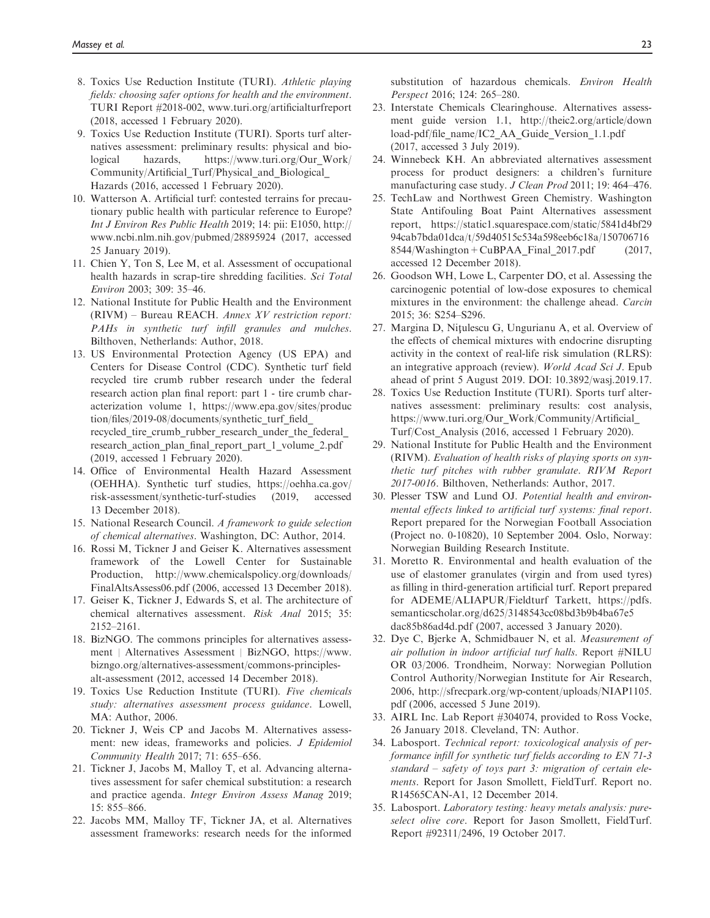8. Toxics Use Reduction Institute (TURI). *Athletic playing fields: choosing safer options for health and the environment*. TURI Report #2018-002, www.turi.org/artificialturfreport (2018, accessed 1 February 2020).
9. Toxics Use Reduction Institute (TURI). Sports turf alternatives assessment: preliminary results: physical and biological hazards, https://www.turi.org/Our_Work/Community/Artificial_Turf/Physical_and_Biological_Hazards (2016, accessed 1 February 2020).
10. Watterson A. Artificial turf: contested terrains for precautionary public health with particular reference to Europe? *Int J Environ Res Public Health* 2019; 14: pii: E1050, http://www.ncbi.nlm.nih.gov/pubmed/28895924 (2017, accessed 25 January 2019).
11. Chien Y, Ton S, Lee M, et al. Assessment of occupational health hazards in scrap-tire shredding facilities. *Sci Total Environ* 2003; 309: 35–46.
12. National Institute for Public Health and the Environment (RIVM) – Bureau REACH. *Annex XV restriction report: PAHs in synthetic turf infill granules and mulches*. Bilthoven, Netherlands: Author, 2018.
13. US Environmental Protection Agency (US EPA) and Centers for Disease Control (CDC). Synthetic turf field recycled tire crumb rubber research under the federal research action plan final report: part 1 - tire crumb characterization volume 1, https://www.epa.gov/sites/production/files/2019-08/documents/synthetic_turf_field_recycled_tire_crumb_rubber_research_under_the_federal_research_action_plan_final_report_part_1_volume_2.pdf (2019, accessed 1 February 2020).
14. Office of Environmental Health Hazard Assessment (OEHHA). Synthetic turf studies, https://oehha.ca.gov/risk-assessment/synthetic-turf-studies (2019, accessed 13 December 2018).
15. National Research Council. *A framework to guide selection of chemical alternatives*. Washington, DC: Author, 2014.
16. Rossi M, Tickner J and Geiser K. Alternatives assessment framework of the Lowell Center for Sustainable Production, http://www.chemicalspolicy.org/downloads/FinalAltsAssess06.pdf (2006, accessed 13 December 2018).
17. Geiser K, Tickner J, Edwards S, et al. The architecture of chemical alternatives assessment. *Risk Anal* 2015; 35: 2152–2161.
18. BizNGO. The commons principles for alternatives assessment | Alternatives Assessment | BizNGO, https://www.bizngo.org/alternatives-assessment/commons-principles-alt-assessment (2012, accessed 14 December 2018).
19. Toxics Use Reduction Institute (TURI). *Five chemicals study: alternatives assessment process guidance*. Lowell, MA: Author, 2006.
20. Tickner J, Weis CP and Jacobs M. Alternatives assessment: new ideas, frameworks and policies. *J Epidemiol Community Health* 2017; 71: 655–656.
21. Tickner J, Jacobs M, Malloy T, et al. Advancing alternatives assessment for safer chemical substitution: a research and practice agenda. *Integr Environ Assess Manag* 2019; 15: 855–866.
22. Jacobs MM, Malloy TF, Tickner JA, et al. Alternatives assessment frameworks: research needs for the informed substitution of hazardous chemicals. *Environ Health Perspect* 2016; 124: 265–280.
23. Interstate Chemicals Clearinghouse. Alternatives assessment guide version 1.1, http://theic2.org/article/download-pdf/file_name/IC2_AA_Guide_Version_1.1.pdf (2017, accessed 3 July 2019).
24. Winnebeck KH. An abbreviated alternatives assessment process for product designers: a children's furniture manufacturing case study. *J Clean Prod* 2011; 19: 464–476.
25. TechLaw and Northwest Green Chemistry. Washington State Antifouling Boat Paint Alternatives assessment report, https://static1.squarespace.com/static/5841d4bf2994cab7bda01dca/t/59d40515c534a598eeb6c18a/1507067168544/Washington + CuBPAA_Final_2017.pdf (2017, accessed 12 December 2018).
26. Goodson WH, Lowe L, Carpenter DO, et al. Assessing the carcinogenic potential of low-dose exposures to chemical mixtures in the environment: the challenge ahead. *Carcin* 2015; 36: S254–S296.
27. Margina D, Nițulescu G, Ungurianu A, et al. Overview of the effects of chemical mixtures with endocrine disrupting activity in the context of real-life risk simulation (RLRS): an integrative approach (review). *World Acad Sci J*. Epub ahead of print 5 August 2019. DOI: 10.3892/wasj.2019.17.
28. Toxics Use Reduction Institute (TURI). Sports turf alternatives assessment: preliminary results: cost analysis, https://www.turi.org/Our_Work/Community/Artificial_Turf/Cost_Analysis (2016, accessed 1 February 2020).
29. National Institute for Public Health and the Environment (RIVM). *Evaluation of health risks of playing sports on synthetic turf pitches with rubber granulate*. *RIVM Report 2017-0016*. Bilthoven, Netherlands: Author, 2017.
30. Plesser TSW and Lund OJ. *Potential health and environmental effects linked to artificial turf systems: final report*. Report prepared for the Norwegian Football Association (Project no. 0-10820), 10 September 2004. Oslo, Norway: Norwegian Building Research Institute.
31. Moretto R. Environmental and health evaluation of the use of elastomer granulates (virgin and from used tyres) as filling in third-generation artificial turf. Report prepared for ADEME/ALIAPUR/Fieldturf Tarkett, https://pdfs.semanticscholar.org/d625/3148543cc08bd3b9b4ba67e5dac85b86ad4d.pdf (2007, accessed 3 January 2020).
32. Dye C, Bjerke A, Schmidbauer N, et al. *Measurement of air pollution in indoor artificial turf halls*. Report #NILU OR 03/2006. Trondheim, Norway: Norwegian Pollution Control Authority/Norwegian Institute for Air Research, 2006, http://sfrecpark.org/wp-content/uploads/NIAP1105.pdf (2006, accessed 5 June 2019).
33. AIRL Inc. Lab Report #304074, provided to Ross Vocke, 26 January 2018. Cleveland, TN: Author.
34. Labosport. *Technical report: toxicological analysis of performance infill for synthetic turf fields according to EN 71-3 standard – safety of toys part 3: migration of certain elements*. Report for Jason Smollett, FieldTurf. Report no. R14565CAN-A1, 12 December 2014.
35. Labosport. *Laboratory testing: heavy metals analysis: pureselect olive core*. Report for Jason Smollett, FieldTurf. Report #92311/2496, 19 October 2017.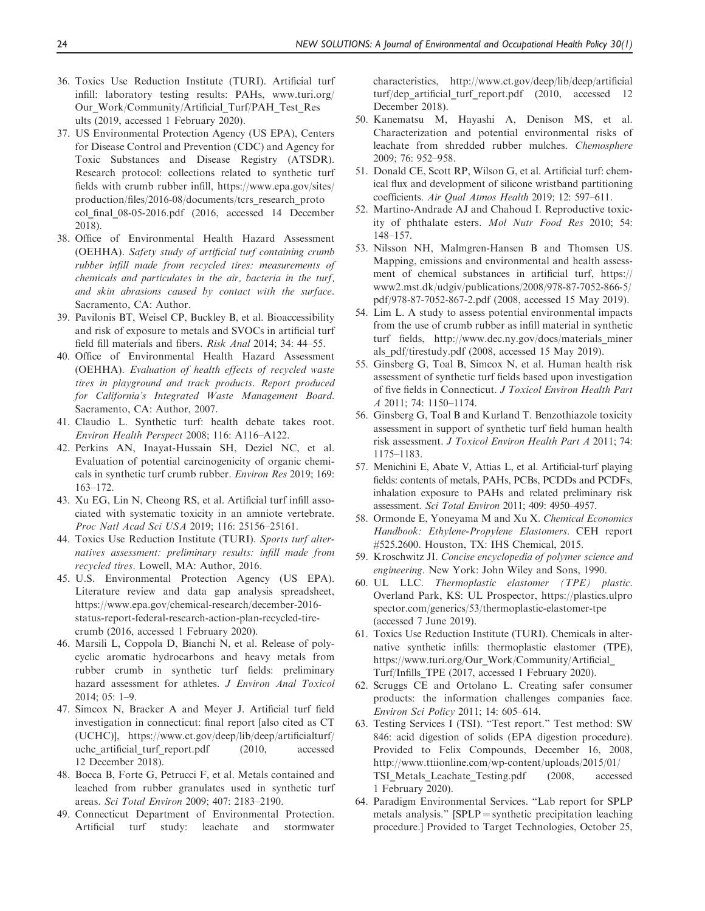36. Toxics Use Reduction Institute (TURI). Artificial turf infill: laboratory testing results: PAHs, www.turi.org/Our_Work/Community/Artificial_Turf/PAH_Test_Results (2019, accessed 1 February 2020).
37. US Environmental Protection Agency (US EPA), Centers for Disease Control and Prevention (CDC) and Agency for Toxic Substances and Disease Registry (ATSDR). Research protocol: collections related to synthetic turf fields with crumb rubber infill, https://www.epa.gov/sites/production/files/2016-08/documents/tcrs_research_protocol_final_08-05-2016.pdf (2016, accessed 14 December 2018).
38. Office of Environmental Health Hazard Assessment (OEHHA). *Safety study of artificial turf containing crumb rubber infill made from recycled tires: measurements of chemicals and particulates in the air, bacteria in the turf, and skin abrasions caused by contact with the surface*. Sacramento, CA: Author.
39. Pavilonis BT, Weisel CP, Buckley B, et al. Bioaccessibility and risk of exposure to metals and SVOCs in artificial turf field fill materials and fibers. *Risk Anal* 2014; 34: 44–55.
40. Office of Environmental Health Hazard Assessment (OEHHA). *Evaluation of health effects of recycled waste tires in playground and track products. Report produced for California's Integrated Waste Management Board*. Sacramento, CA: Author, 2007.
41. Claudio L. Synthetic turf: health debate takes root. *Environ Health Perspect* 2008; 116: A116–A122.
42. Perkins AN, Inayat-Hussain SH, Deziel NC, et al. Evaluation of potential carcinogenicity of organic chemicals in synthetic turf crumb rubber. *Environ Res* 2019; 169: 163–172.
43. Xu EG, Lin N, Cheong RS, et al. Artificial turf infill associated with systematic toxicity in an amniote vertebrate. *Proc Natl Acad Sci USA* 2019; 116: 25156–25161.
44. Toxics Use Reduction Institute (TURI). *Sports turf alternatives assessment: preliminary results: infill made from recycled tires*. Lowell, MA: Author, 2016.
45. U.S. Environmental Protection Agency (US EPA). Literature review and data gap analysis spreadsheet, https://www.epa.gov/chemical-research/december-2016-status-report-federal-research-action-plan-recycled-tire-crumb (2016, accessed 1 February 2020).
46. Marsili L, Coppola D, Bianchi N, et al. Release of polycyclic aromatic hydrocarbons and heavy metals from rubber crumb in synthetic turf fields: preliminary hazard assessment for athletes. *J Environ Anal Toxicol* 2014; 05: 1–9.
47. Simcox N, Bracker A and Meyer J. Artificial turf field investigation in connecticut: final report [also cited as CT (UCHC)], https://www.ct.gov/deep/lib/deep/artificialturf/uchc_artificial_turf_report.pdf (2010, accessed 12 December 2018).
48. Bocca B, Forte G, Petrucci F, et al. Metals contained and leached from rubber granulates used in synthetic turf areas. *Sci Total Environ* 2009; 407: 2183–2190.
49. Connecticut Department of Environmental Protection. Artificial turf study: leachate and stormwater characteristics, http://www.ct.gov/deep/lib/deep/artificialturf/dep_artificial_turf_report.pdf (2010, accessed 12 December 2018).
50. Kanematsu M, Hayashi A, Denison MS, et al. Characterization and potential environmental risks of leachate from shredded rubber mulches. *Chemosphere* 2009; 76: 952–958.
51. Donald CE, Scott RP, Wilson G, et al. Artificial turf: chemical flux and development of silicone wristband partitioning coefficients. *Air Qual Atmos Health* 2019; 12: 597–611.
52. Martino-Andrade AJ and Chahoud I. Reproductive toxicity of phthalate esters. *Mol Nutr Food Res* 2010; 54: 148–157.
53. Nilsson NH, Malmgren-Hansen B and Thomsen US. Mapping, emissions and environmental and health assessment of chemical substances in artificial turf, https://www2.mst.dk/udgiv/publications/2008/978-87-7052-866-5/pdf/978-87-7052-867-2.pdf (2008, accessed 15 May 2019).
54. Lim L. A study to assess potential environmental impacts from the use of crumb rubber as infill material in synthetic turf fields, http://www.dec.ny.gov/docs/materials_minerals_pdf/tirestudy.pdf (2008, accessed 15 May 2019).
55. Ginsberg G, Toal B, Simcox N, et al. Human health risk assessment of synthetic turf fields based upon investigation of five fields in Connecticut. *J Toxicol Environ Health Part A* 2011; 74: 1150–1174.
56. Ginsberg G, Toal B and Kurland T. Benzothiazole toxicity assessment in support of synthetic turf field human health risk assessment. *J Toxicol Environ Health Part A* 2011; 74: 1175–1183.
57. Menichini E, Abate V, Attias L, et al. Artificial-turf playing fields: contents of metals, PAHs, PCBs, PCDDs and PCDFs, inhalation exposure to PAHs and related preliminary risk assessment. *Sci Total Environ* 2011; 409: 4950–4957.
58. Ormonde E, Yoneyama M and Xu X. *Chemical Economics Handbook: Ethylene-Propylene Elastomers*. CEH report #525.2600. Houston, TX: IHS Chemical, 2015.
59. Kroschwitz JI. *Concise encyclopedia of polymer science and engineering*. New York: John Wiley and Sons, 1990.
60. UL LLC. *Thermoplastic elastomer (TPE) plastic*. Overland Park, KS: UL Prospector, https://plastics.ulprospector.com/generics/53/thermoplastic-elastomer-tpe (accessed 7 June 2019).
61. Toxics Use Reduction Institute (TURI). Chemicals in alternative synthetic infills: thermoplastic elastomer (TPE), https://www.turi.org/Our_Work/Community/Artificial_Turf/Infills_TPE (2017, accessed 1 February 2020).
62. Scruggs CE and Ortolano L. Creating safer consumer products: the information challenges companies face. *Environ Sci Policy* 2011; 14: 605–614.
63. Testing Services I (TSI). "Test report." Test method: SW 846: acid digestion of solids (EPA digestion procedure). Provided to Felix Compounds, December 16, 2008, http://www.ttiionline.com/wp-content/uploads/2015/01/TSI_Metals_Leachate_Testing.pdf (2008, accessed 1 February 2020).
64. Paradigm Environmental Services. "Lab report for SPLP metals analysis." [SPLP = synthetic precipitation leaching procedure.] Provided to Target Technologies, October 25,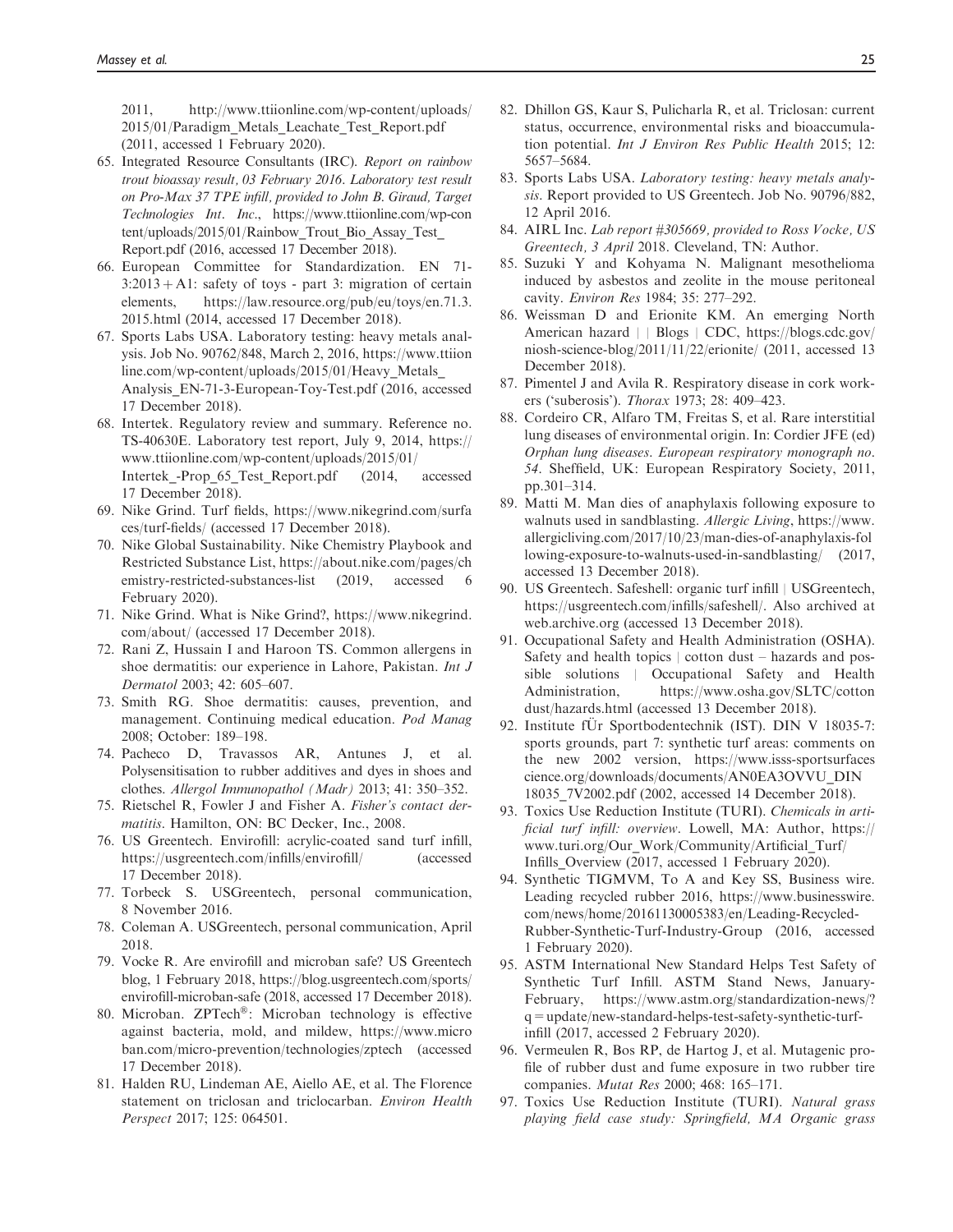2011, http://www.ttiionline.com/wp-content/uploads/2015/01/Paradigm_Metals_Leachate_Test_Report.pdf (2011, accessed 1 February 2020).

65. Integrated Resource Consultants (IRC). *Report on rainbow trout bioassay result, 03 February 2016. Laboratory test result on Pro-Max 37 TPE infill, provided to John B. Giraud, Target Technologies Int. Inc.*, https://www.ttiionline.com/wp-content/uploads/2015/01/Rainbow_Trout_Bio_Assay_Test_Report.pdf (2016, accessed 17 December 2018).
66. European Committee for Standardization. EN 71-3:2013 + A1: safety of toys - part 3: migration of certain elements, https://law.resource.org/pub/eu/toys/en.71.3.2015.html (2014, accessed 17 December 2018).
67. Sports Labs USA. Laboratory testing: heavy metals analysis. Job No. 90762/848, March 2, 2016, https://www.ttiionline.com/wp-content/uploads/2015/01/Heavy_Metals_Analysis_EN-71-3-European-Toy-Test.pdf (2016, accessed 17 December 2018).
68. Intertek. Regulatory review and summary. Reference no. TS-40630E. Laboratory test report, July 9, 2014, https://www.ttiionline.com/wp-content/uploads/2015/01/Intertek_-Prop_65_Test_Report.pdf (2014, accessed 17 December 2018).
69. Nike Grind. Turf fields, https://www.nikegrind.com/surfaces/turf-fields/ (accessed 17 December 2018).
70. Nike Global Sustainability. Nike Chemistry Playbook and Restricted Substance List, https://about.nike.com/pages/chemistry-restricted-substances-list (2019, accessed 6 February 2020).
71. Nike Grind. What is Nike Grind?, https://www.nikegrind.com/about/ (accessed 17 December 2018).
72. Rani Z, Hussain I and Haroon TS. Common allergens in shoe dermatitis: our experience in Lahore, Pakistan. *Int J Dermatol* 2003; 42: 605–607.
73. Smith RG. Shoe dermatitis: causes, prevention, and management. Continuing medical education. *Pod Manag* 2008; October: 189–198.
74. Pacheco D, Travassos AR, Antunes J, et al. Polysensitisation to rubber additives and dyes in shoes and clothes. *Allergol Immunopathol (Madr)* 2013; 41: 350–352.
75. Rietschel R, Fowler J and Fisher A. *Fisher's contact dermatitis*. Hamilton, ON: BC Decker, Inc., 2008.
76. US Greentech. Envirofill: acrylic-coated sand turf infill, https://usgreentech.com/infills/envirofill/ (accessed 17 December 2018).
77. Torbeck S. USGreentech, personal communication, 8 November 2016.
78. Coleman A. USGreentech, personal communication, April 2018.
79. Vocke R. Are envirofill and microban safe? US Greentech blog, 1 February 2018, https://blog.usgreentech.com/sports/envirofill-microban-safe (2018, accessed 17 December 2018).
80. Microban. ZPTech®: Microban technology is effective against bacteria, mold, and mildew, https://www.microban.com/micro-prevention/technologies/zptech (accessed 17 December 2018).
81. Halden RU, Lindeman AE, Aiello AE, et al. The Florence statement on triclosan and triclocarban. *Environ Health Perspect* 2017; 125: 064501.
82. Dhillon GS, Kaur S, Pulicharla R, et al. Triclosan: current status, occurrence, environmental risks and bioaccumulation potential. *Int J Environ Res Public Health* 2015; 12: 5657–5684.
83. Sports Labs USA. *Laboratory testing: heavy metals analysis*. Report provided to US Greentech. Job No. 90796/882, 12 April 2016.
84. AIRL Inc. *Lab report #305669, provided to Ross Vocke, US Greentech, 3 April* 2018. Cleveland, TN: Author.
85. Suzuki Y and Kohyama N. Malignant mesothelioma induced by asbestos and zeolite in the mouse peritoneal cavity. *Environ Res* 1984; 35: 277–292.
86. Weissman D and Erionite KM. An emerging North American hazard | | Blogs | CDC, https://blogs.cdc.gov/niosh-science-blog/2011/11/22/erionite/ (2011, accessed 13 December 2018).
87. Pimentel J and Avila R. Respiratory disease in cork workers ('suberosis'). *Thorax* 1973; 28: 409–423.
88. Cordeiro CR, Alfaro TM, Freitas S, et al. Rare interstitial lung diseases of environmental origin. In: Cordier JFE (ed) *Orphan lung diseases. European respiratory monograph no. 54*. Sheffield, UK: European Respiratory Society, 2011, pp.301–314.
89. Matti M. Man dies of anaphylaxis following exposure to walnuts used in sandblasting. *Allergic Living*, https://www.allergicliving.com/2017/10/23/man-dies-of-anaphylaxis-following-exposure-to-walnuts-used-in-sandblasting/ (2017, accessed 13 December 2018).
90. US Greentech. Safeshell: organic turf infill | USGreentech, https://usgreentech.com/infills/safeshell/. Also archived at web.archive.org (accessed 13 December 2018).
91. Occupational Safety and Health Administration (OSHA). Safety and health topics | cotton dust – hazards and possible solutions | Occupational Safety and Health Administration, https://www.osha.gov/SLTC/cottondust/hazards.html (accessed 13 December 2018).
92. Institute fÜr Sportbodentechnik (IST). DIN V 18035-7: sports grounds, part 7: synthetic turf areas: comments on the new 2002 version, https://www.isss-sportsurfacescience.org/downloads/documents/AN0EA3OVVU_DIN18035_7V2002.pdf (2002, accessed 14 December 2018).
93. Toxics Use Reduction Institute (TURI). *Chemicals in artificial turf infill: overview*. Lowell, MA: Author, https://www.turi.org/Our_Work/Community/Artificial_Turf/Infills_Overview (2017, accessed 1 February 2020).
94. Synthetic TIGMVM, To A and Key SS, Business wire. Leading recycled rubber 2016, https://www.businesswire.com/news/home/20161130005383/en/Leading-Recycled-Rubber-Synthetic-Turf-Industry-Group (2016, accessed 1 February 2020).
95. ASTM International New Standard Helps Test Safety of Synthetic Turf Infill. ASTM Stand News, January-February, https://www.astm.org/standardization-news/?q=update/new-standard-helps-test-safety-synthetic-turf-infill (2017, accessed 2 February 2020).
96. Vermeulen R, Bos RP, de Hartog J, et al. Mutagenic profile of rubber dust and fume exposure in two rubber tire companies. *Mutat Res* 2000; 468: 165–171.
97. Toxics Use Reduction Institute (TURI). *Natural grass playing field case study: Springfield, MA Organic grass*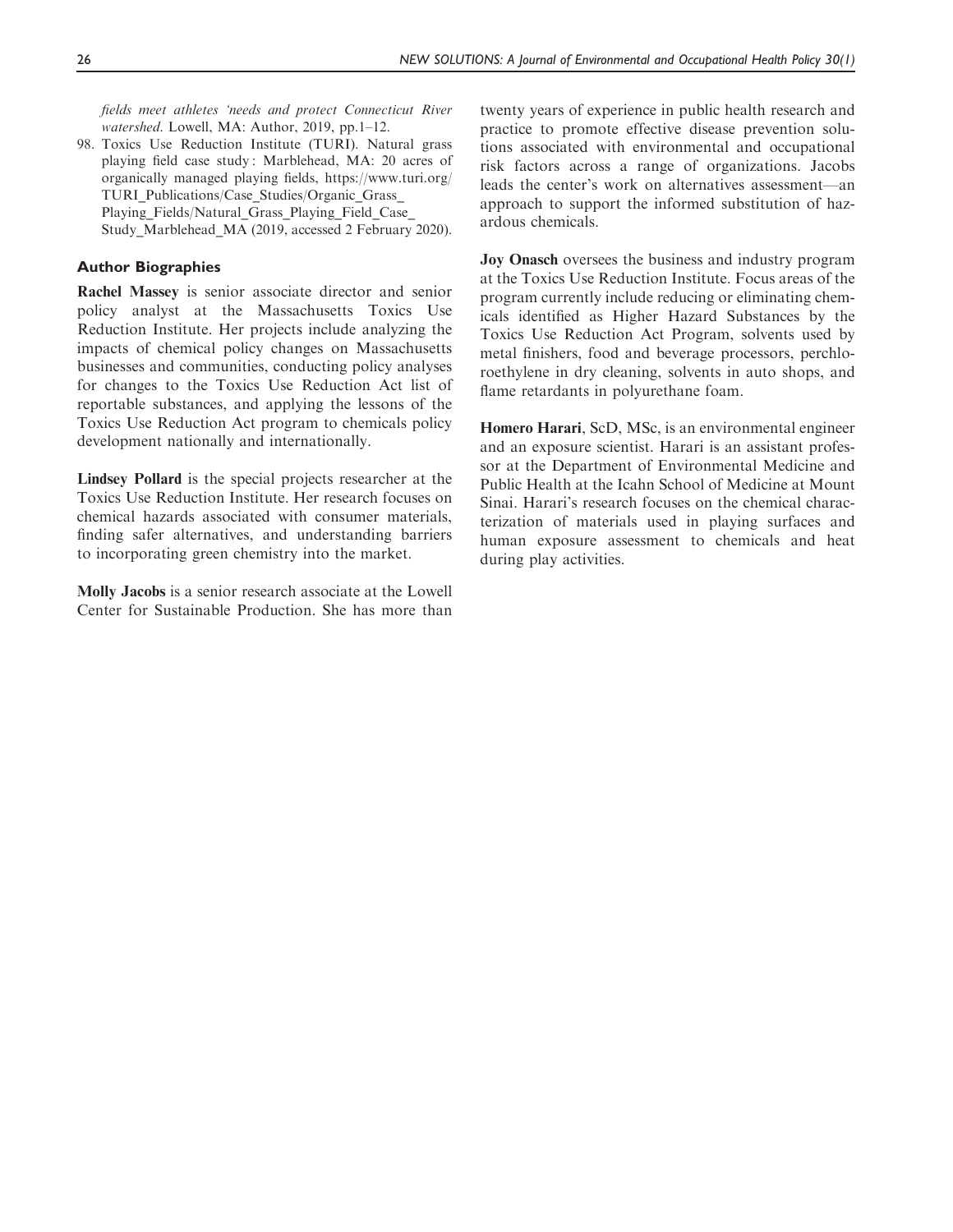*fields meet athletes 'needs and protect Connecticut River watershed*. Lowell, MA: Author, 2019, pp.1–12.

98. Toxics Use Reduction Institute (TURI). Natural grass playing field case study : Marblehead, MA: 20 acres of organically managed playing fields, https://www.turi.org/TURI_Publications/Case_Studies/Organic_Grass_Playing_Fields/Natural_Grass_Playing_Field_Case_Study_Marblehead_MA (2019, accessed 2 February 2020).

## Author Biographies

**Rachel Massey** is senior associate director and senior policy analyst at the Massachusetts Toxics Use Reduction Institute. Her projects include analyzing the impacts of chemical policy changes on Massachusetts businesses and communities, conducting policy analyses for changes to the Toxics Use Reduction Act list of reportable substances, and applying the lessons of the Toxics Use Reduction Act program to chemicals policy development nationally and internationally.

**Lindsey Pollard** is the special projects researcher at the Toxics Use Reduction Institute. Her research focuses on chemical hazards associated with consumer materials, finding safer alternatives, and understanding barriers to incorporating green chemistry into the market.

**Molly Jacobs** is a senior research associate at the Lowell Center for Sustainable Production. She has more than twenty years of experience in public health research and practice to promote effective disease prevention solutions associated with environmental and occupational risk factors across a range of organizations. Jacobs leads the center's work on alternatives assessment—an approach to support the informed substitution of hazardous chemicals.

**Joy Onasch** oversees the business and industry program at the Toxics Use Reduction Institute. Focus areas of the program currently include reducing or eliminating chemicals identified as Higher Hazard Substances by the Toxics Use Reduction Act Program, solvents used by metal finishers, food and beverage processors, perchloroethylene in dry cleaning, solvents in auto shops, and flame retardants in polyurethane foam.

**Homero Harari**, ScD, MSc, is an environmental engineer and an exposure scientist. Harari is an assistant professor at the Department of Environmental Medicine and Public Health at the Icahn School of Medicine at Mount Sinai. Harari's research focuses on the chemical characterization of materials used in playing surfaces and human exposure assessment to chemicals and heat during play activities.